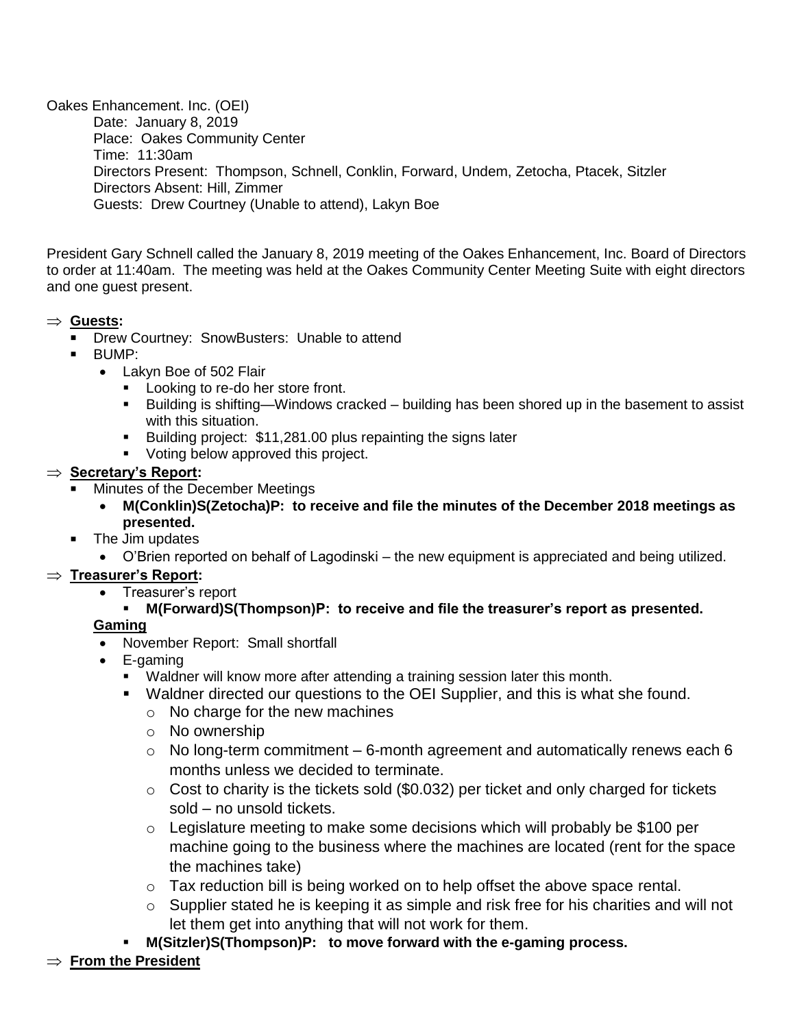Oakes Enhancement. Inc. (OEI)

Date: January 8, 2019
Place: Oakes Community Center
Time: 11:30am
Directors Present: Thompson, Schnell, Conklin, Forward, Undem, Zetocha, Ptacek, Sitzler
Directors Absent: Hill, Zimmer
Guests: Drew Courtney (Unable to attend), Lakyn Boe

President Gary Schnell called the January 8, 2019 meeting of the Oakes Enhancement, Inc. Board of Directors to order at 11:40am. The meeting was held at the Oakes Community Center Meeting Suite with eight directors and one guest present.

⇒ **Guests:**

- Drew Courtney: SnowBusters: Unable to attend
- BUMP:
  - Lakyn Boe of 502 Flair
    - Looking to re-do her store front.
    - Building is shifting—Windows cracked – building has been shored up in the basement to assist with this situation.
    - Building project: $11,281.00 plus repainting the signs later
    - Voting below approved this project.

⇒ **Secretary's Report:**

- Minutes of the December Meetings
  - **M(Conklin)S(Zetocha)P: to receive and file the minutes of the December 2018 meetings as presented.**
- The Jim updates
  - O'Brien reported on behalf of Lagodinski – the new equipment is appreciated and being utilized.

⇒ **Treasurer's Report:**

- Treasurer's report
  - **M(Forward)S(Thompson)P: to receive and file the treasurer's report as presented.**

**Gaming**

- November Report: Small shortfall
- E-gaming
  - Waldner will know more after attending a training session later this month.
  - Waldner directed our questions to the OEI Supplier, and this is what she found.
    - No charge for the new machines
    - No ownership
    - No long-term commitment – 6-month agreement and automatically renews each 6 months unless we decided to terminate.
    - Cost to charity is the tickets sold ($0.032) per ticket and only charged for tickets sold – no unsold tickets.
    - Legislature meeting to make some decisions which will probably be $100 per machine going to the business where the machines are located (rent for the space the machines take)
    - Tax reduction bill is being worked on to help offset the above space rental.
    - Supplier stated he is keeping it as simple and risk free for his charities and will not let them get into anything that will not work for them.
  - **M(Sitzler)S(Thompson)P: to move forward with the e-gaming process.**

⇒ **From the President**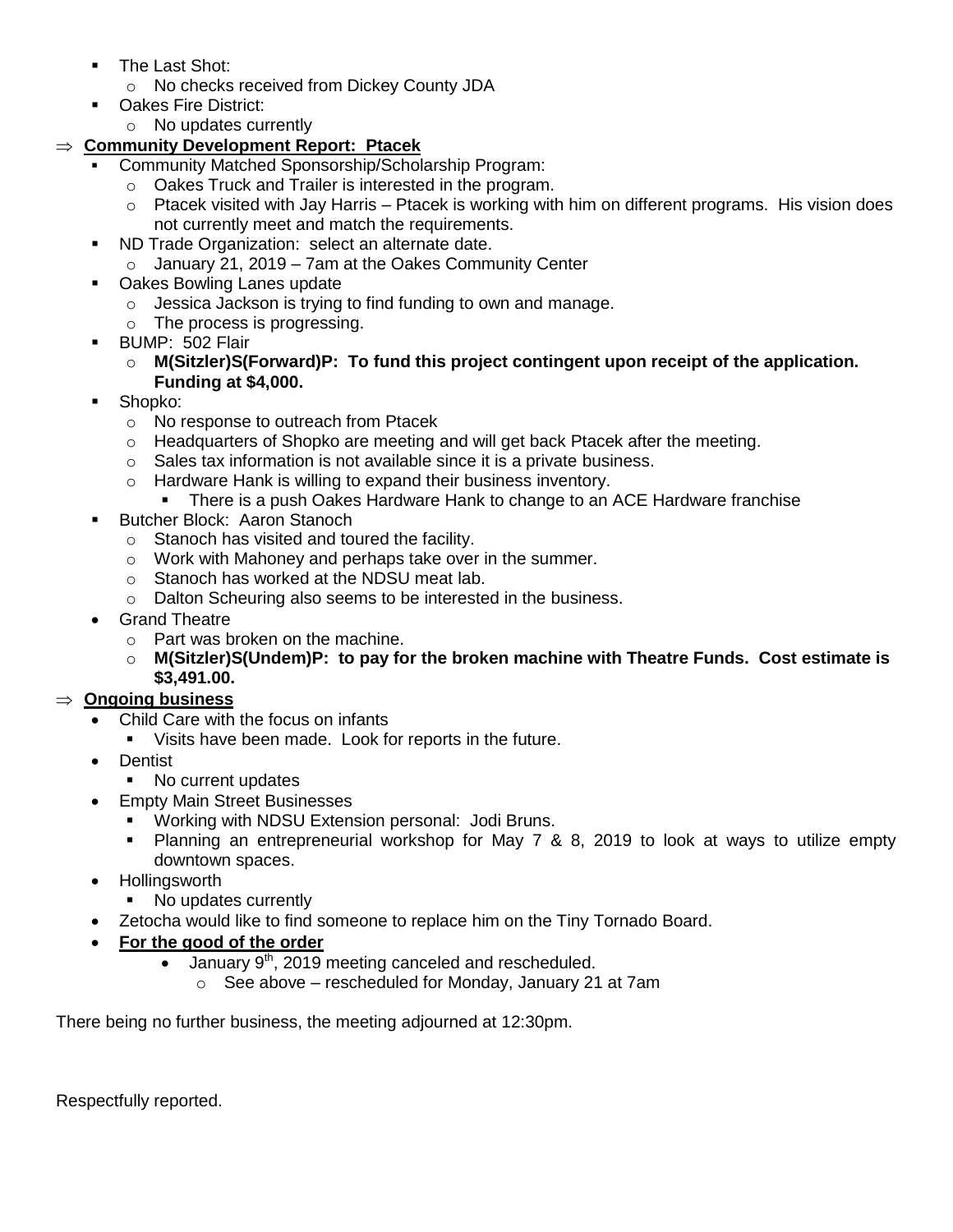- The Last Shot:
  - No checks received from Dickey County JDA
- Oakes Fire District:
  - No updates currently

⇒ **Community Development Report: Ptacek**

- Community Matched Sponsorship/Scholarship Program:
  - Oakes Truck and Trailer is interested in the program.
  - Ptacek visited with Jay Harris – Ptacek is working with him on different programs. His vision does not currently meet and match the requirements.
- ND Trade Organization: select an alternate date.
  - January 21, 2019 – 7am at the Oakes Community Center
- Oakes Bowling Lanes update
  - Jessica Jackson is trying to find funding to own and manage.
  - The process is progressing.
- BUMP: 502 Flair
  - **M(Sitzler)S(Forward)P: To fund this project contingent upon receipt of the application. Funding at $4,000.**
- Shopko:
  - No response to outreach from Ptacek
  - Headquarters of Shopko are meeting and will get back Ptacek after the meeting.
  - Sales tax information is not available since it is a private business.
  - Hardware Hank is willing to expand their business inventory.
    - There is a push Oakes Hardware Hank to change to an ACE Hardware franchise
- Butcher Block: Aaron Stanoch
  - Stanoch has visited and toured the facility.
  - Work with Mahoney and perhaps take over in the summer.
  - Stanoch has worked at the NDSU meat lab.
  - Dalton Scheuring also seems to be interested in the business.
- Grand Theatre
  - Part was broken on the machine.
  - **M(Sitzler)S(Undem)P: to pay for the broken machine with Theatre Funds. Cost estimate is $3,491.00.**

⇒ **Ongoing business**

- Child Care with the focus on infants
  - Visits have been made. Look for reports in the future.
- Dentist
  - No current updates
- Empty Main Street Businesses
  - Working with NDSU Extension personal: Jodi Bruns.
  - Planning an entrepreneurial workshop for May 7 & 8, 2019 to look at ways to utilize empty downtown spaces.
- Hollingsworth
  - No updates currently
- Zetocha would like to find someone to replace him on the Tiny Tornado Board.
- **For the good of the order**
  - January 9th, 2019 meeting canceled and rescheduled.
    - See above – rescheduled for Monday, January 21 at 7am

There being no further business, the meeting adjourned at 12:30pm.

Respectfully reported.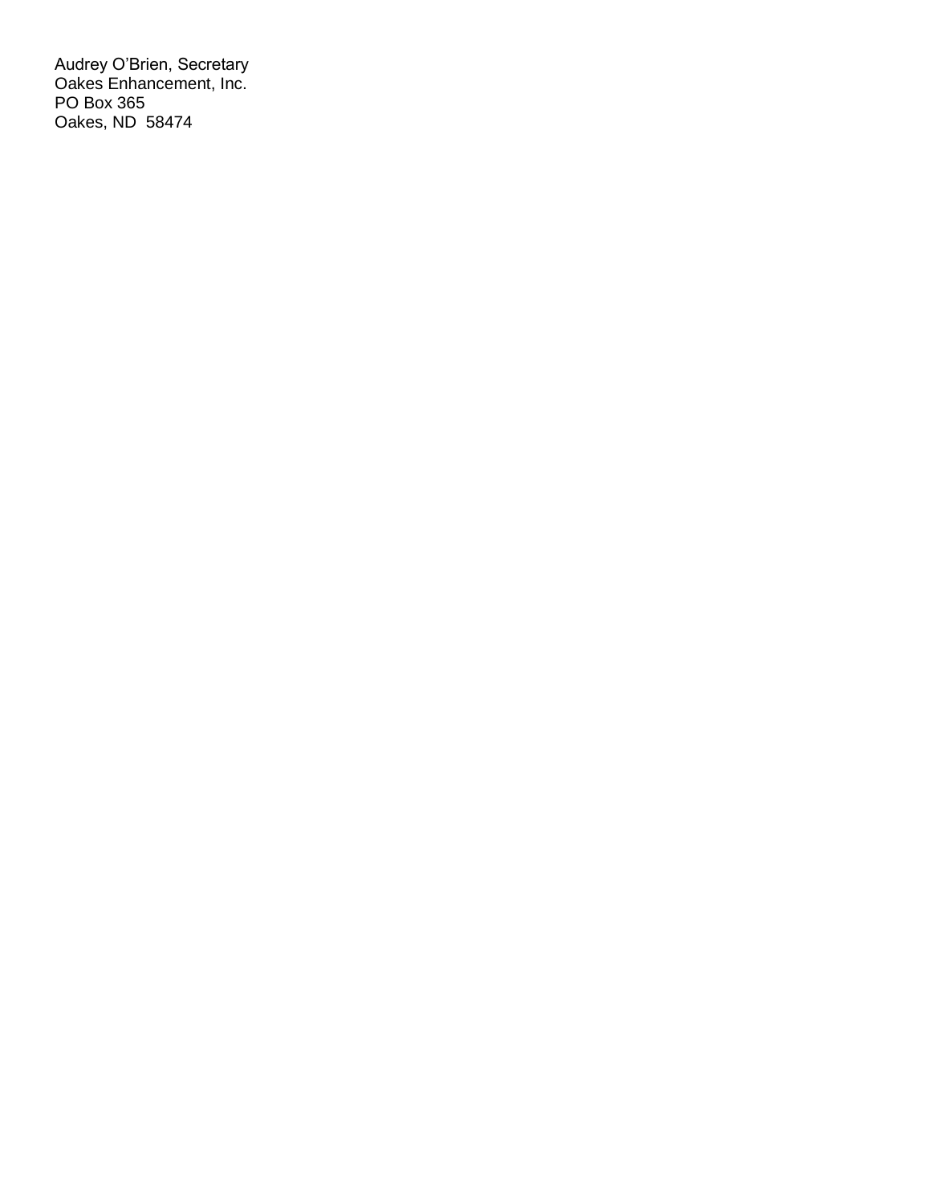Audrey O'Brien, Secretary
Oakes Enhancement, Inc.
PO Box 365
Oakes, ND  58474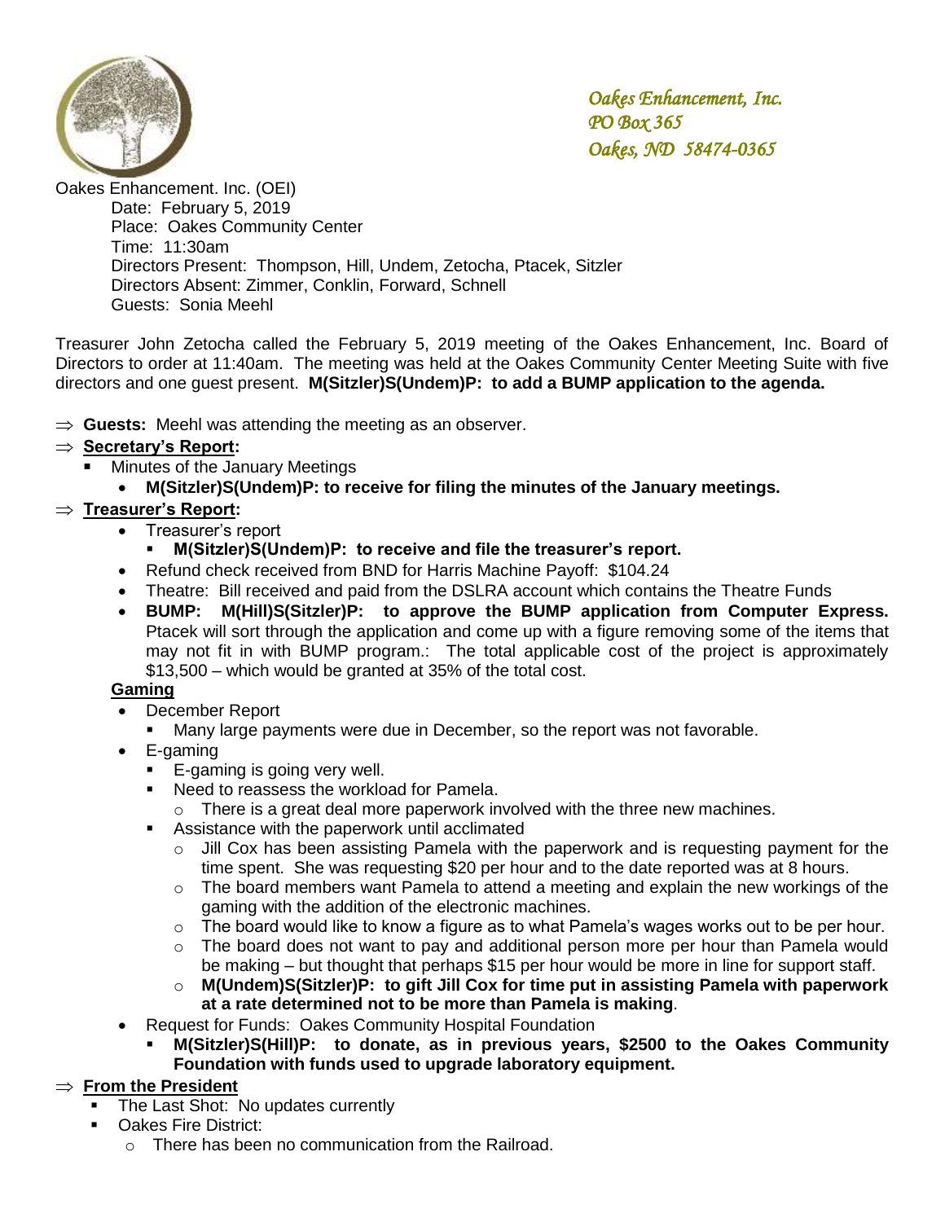*Oakes Enhancement, Inc.*
*PO Box 365*
*Oakes, ND 58474-0365*

Oakes Enhancement. Inc. (OEI)

Date: February 5, 2019
Place: Oakes Community Center
Time: 11:30am
Directors Present: Thompson, Hill, Undem, Zetocha, Ptacek, Sitzler
Directors Absent: Zimmer, Conklin, Forward, Schnell
Guests: Sonia Meehl

Treasurer John Zetocha called the February 5, 2019 meeting of the Oakes Enhancement, Inc. Board of Directors to order at 11:40am. The meeting was held at the Oakes Community Center Meeting Suite with five directors and one guest present. **M(Sitzler)S(Undem)P: to add a BUMP application to the agenda.**

⇒ **Guests:** Meehl was attending the meeting as an observer.

⇒ **Secretary's Report:**
- Minutes of the January Meetings
  - **M(Sitzler)S(Undem)P: to receive for filing the minutes of the January meetings.**

⇒ **Treasurer's Report:**
- Treasurer's report
  - **M(Sitzler)S(Undem)P: to receive and file the treasurer's report.**
- Refund check received from BND for Harris Machine Payoff: $104.24
- Theatre: Bill received and paid from the DSLRA account which contains the Theatre Funds
- **BUMP: M(Hill)S(Sitzler)P: to approve the BUMP application from Computer Express.** Ptacek will sort through the application and come up with a figure removing some of the items that may not fit in with BUMP program.: The total applicable cost of the project is approximately $13,500 – which would be granted at 35% of the total cost.

**Gaming**
- December Report
  - Many large payments were due in December, so the report was not favorable.
- E-gaming
  - E-gaming is going very well.
  - Need to reassess the workload for Pamela.
    - There is a great deal more paperwork involved with the three new machines.
  - Assistance with the paperwork until acclimated
    - Jill Cox has been assisting Pamela with the paperwork and is requesting payment for the time spent. She was requesting $20 per hour and to the date reported was at 8 hours.
    - The board members want Pamela to attend a meeting and explain the new workings of the gaming with the addition of the electronic machines.
    - The board would like to know a figure as to what Pamela's wages works out to be per hour.
    - The board does not want to pay and additional person more per hour than Pamela would be making – but thought that perhaps $15 per hour would be more in line for support staff.
    - **M(Undem)S(Sitzler)P: to gift Jill Cox for time put in assisting Pamela with paperwork at a rate determined not to be more than Pamela is making**.
- Request for Funds: Oakes Community Hospital Foundation
  - **M(Sitzler)S(Hill)P: to donate, as in previous years, $2500 to the Oakes Community Foundation with funds used to upgrade laboratory equipment.**

⇒ **From the President**
- The Last Shot: No updates currently
- Oakes Fire District:
  - There has been no communication from the Railroad.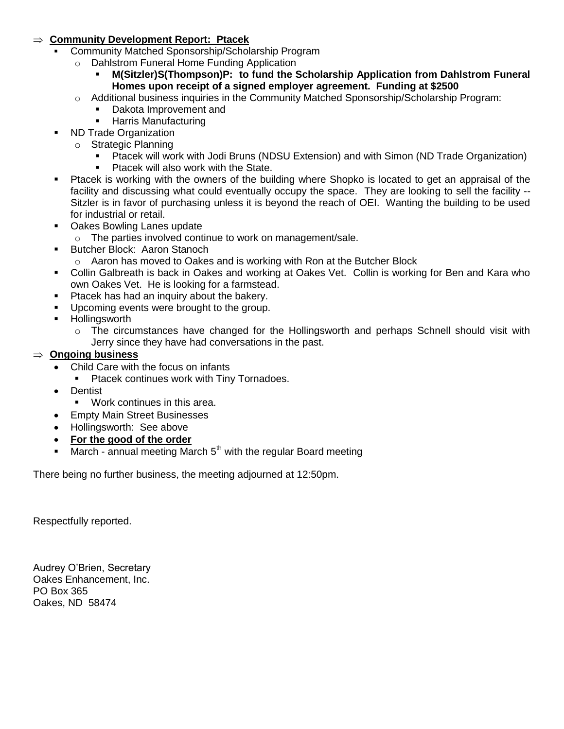- **Community Development Report: Ptacek**
  - Community Matched Sponsorship/Scholarship Program
    - Dahlstrom Funeral Home Funding Application
      - **M(Sitzler)S(Thompson)P: to fund the Scholarship Application from Dahlstrom Funeral Homes upon receipt of a signed employer agreement. Funding at $2500**
    - Additional business inquiries in the Community Matched Sponsorship/Scholarship Program:
      - Dakota Improvement and
      - Harris Manufacturing
  - ND Trade Organization
    - Strategic Planning
      - Ptacek will work with Jodi Bruns (NDSU Extension) and with Simon (ND Trade Organization)
      - Ptacek will also work with the State.
  - Ptacek is working with the owners of the building where Shopko is located to get an appraisal of the facility and discussing what could eventually occupy the space. They are looking to sell the facility -- Sitzler is in favor of purchasing unless it is beyond the reach of OEI. Wanting the building to be used for industrial or retail.
  - Oakes Bowling Lanes update
    - The parties involved continue to work on management/sale.
  - Butcher Block: Aaron Stanoch
    - Aaron has moved to Oakes and is working with Ron at the Butcher Block
  - Collin Galbreath is back in Oakes and working at Oakes Vet. Collin is working for Ben and Kara who own Oakes Vet. He is looking for a farmstead.
  - Ptacek has had an inquiry about the bakery.
  - Upcoming events were brought to the group.
  - Hollingsworth
    - The circumstances have changed for the Hollingsworth and perhaps Schnell should visit with Jerry since they have had conversations in the past.
- **Ongoing business**
  - Child Care with the focus on infants
    - Ptacek continues work with Tiny Tornadoes.
  - Dentist
    - Work continues in this area.
  - Empty Main Street Businesses
  - Hollingsworth: See above
  - **For the good of the order**
  - March - annual meeting March 5th with the regular Board meeting

There being no further business, the meeting adjourned at 12:50pm.

Respectfully reported.

Audrey O'Brien, Secretary
Oakes Enhancement, Inc.
PO Box 365
Oakes, ND 58474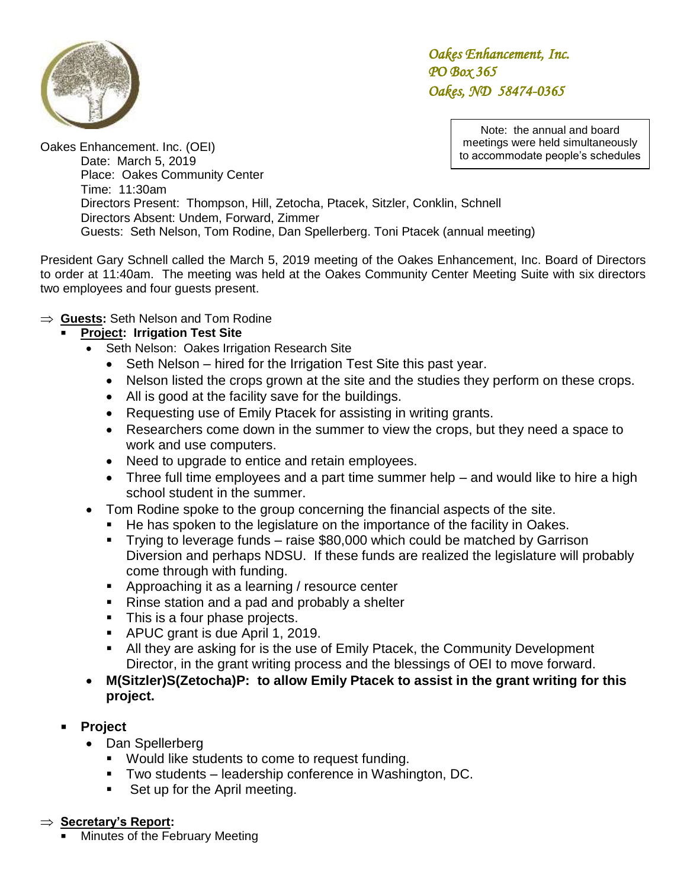*Oakes Enhancement, Inc.*
*PO Box 365*
*Oakes, ND 58474-0365*

Note: the annual and board meetings were held simultaneously to accommodate people's schedules

Oakes Enhancement. Inc. (OEI)
Date: March 5, 2019
Place: Oakes Community Center
Time: 11:30am
Directors Present: Thompson, Hill, Zetocha, Ptacek, Sitzler, Conklin, Schnell
Directors Absent: Undem, Forward, Zimmer
Guests: Seth Nelson, Tom Rodine, Dan Spellerberg. Toni Ptacek (annual meeting)

President Gary Schnell called the March 5, 2019 meeting of the Oakes Enhancement, Inc. Board of Directors to order at 11:40am. The meeting was held at the Oakes Community Center Meeting Suite with six directors two employees and four guests present.

⇒ **Guests:** Seth Nelson and Tom Rodine
- **Project: Irrigation Test Site**
  - Seth Nelson: Oakes Irrigation Research Site
    - Seth Nelson – hired for the Irrigation Test Site this past year.
    - Nelson listed the crops grown at the site and the studies they perform on these crops.
    - All is good at the facility save for the buildings.
    - Requesting use of Emily Ptacek for assisting in writing grants.
    - Researchers come down in the summer to view the crops, but they need a space to work and use computers.
    - Need to upgrade to entice and retain employees.
    - Three full time employees and a part time summer help – and would like to hire a high school student in the summer.
  - Tom Rodine spoke to the group concerning the financial aspects of the site.
    - He has spoken to the legislature on the importance of the facility in Oakes.
    - Trying to leverage funds – raise $80,000 which could be matched by Garrison Diversion and perhaps NDSU. If these funds are realized the legislature will probably come through with funding.
    - Approaching it as a learning / resource center
    - Rinse station and a pad and probably a shelter
    - This is a four phase projects.
    - APUC grant is due April 1, 2019.
    - All they are asking for is the use of Emily Ptacek, the Community Development Director, in the grant writing process and the blessings of OEI to move forward.
  - **M(Sitzler)S(Zetocha)P: to allow Emily Ptacek to assist in the grant writing for this project.**

- **Project**
  - Dan Spellerberg
    - Would like students to come to request funding.
    - Two students – leadership conference in Washington, DC.
    - Set up for the April meeting.

⇒ **Secretary's Report:**
- Minutes of the February Meeting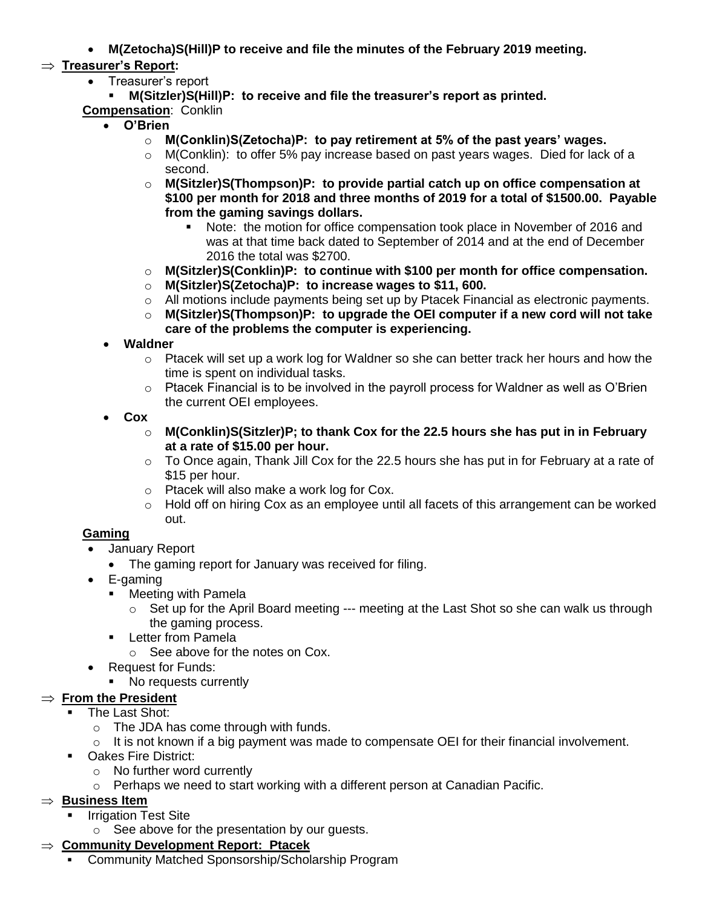- **M(Zetocha)S(Hill)P to receive and file the minutes of the February 2019 meeting.**

⇒ **Treasurer's Report:**

- Treasurer's report
  - **M(Sitzler)S(Hill)P: to receive and file the treasurer's report as printed.**

**Compensation**: Conklin

- **O'Brien**
  - **M(Conklin)S(Zetocha)P: to pay retirement at 5% of the past years' wages.**
  - M(Conklin): to offer 5% pay increase based on past years wages. Died for lack of a second.
  - **M(Sitzler)S(Thompson)P: to provide partial catch up on office compensation at $100 per month for 2018 and three months of 2019 for a total of $1500.00. Payable from the gaming savings dollars.**
    - Note: the motion for office compensation took place in November of 2016 and was at that time back dated to September of 2014 and at the end of December 2016 the total was $2700.
  - **M(Sitzler)S(Conklin)P: to continue with $100 per month for office compensation.**
  - **M(Sitzler)S(Zetocha)P: to increase wages to $11, 600.**
  - All motions include payments being set up by Ptacek Financial as electronic payments.
  - **M(Sitzler)S(Thompson)P: to upgrade the OEI computer if a new cord will not take care of the problems the computer is experiencing.**
- **Waldner**
  - Ptacek will set up a work log for Waldner so she can better track her hours and how the time is spent on individual tasks.
  - Ptacek Financial is to be involved in the payroll process for Waldner as well as O'Brien the current OEI employees.
- **Cox**
  - **M(Conklin)S(Sitzler)P; to thank Cox for the 22.5 hours she has put in in February at a rate of $15.00 per hour.**
  - To Once again, Thank Jill Cox for the 22.5 hours she has put in for February at a rate of $15 per hour.
  - Ptacek will also make a work log for Cox.
  - Hold off on hiring Cox as an employee until all facets of this arrangement can be worked out.

**Gaming**

- January Report
  - The gaming report for January was received for filing.
- E-gaming
  - Meeting with Pamela
    - Set up for the April Board meeting --- meeting at the Last Shot so she can walk us through the gaming process.
  - Letter from Pamela
    - See above for the notes on Cox.
- Request for Funds:
  - No requests currently

⇒ **From the President**

- The Last Shot:
  - The JDA has come through with funds.
  - It is not known if a big payment was made to compensate OEI for their financial involvement.
- Oakes Fire District:
  - No further word currently
  - Perhaps we need to start working with a different person at Canadian Pacific.

⇒ **Business Item**

- Irrigation Test Site
  - See above for the presentation by our guests.

⇒ **Community Development Report: Ptacek**

- Community Matched Sponsorship/Scholarship Program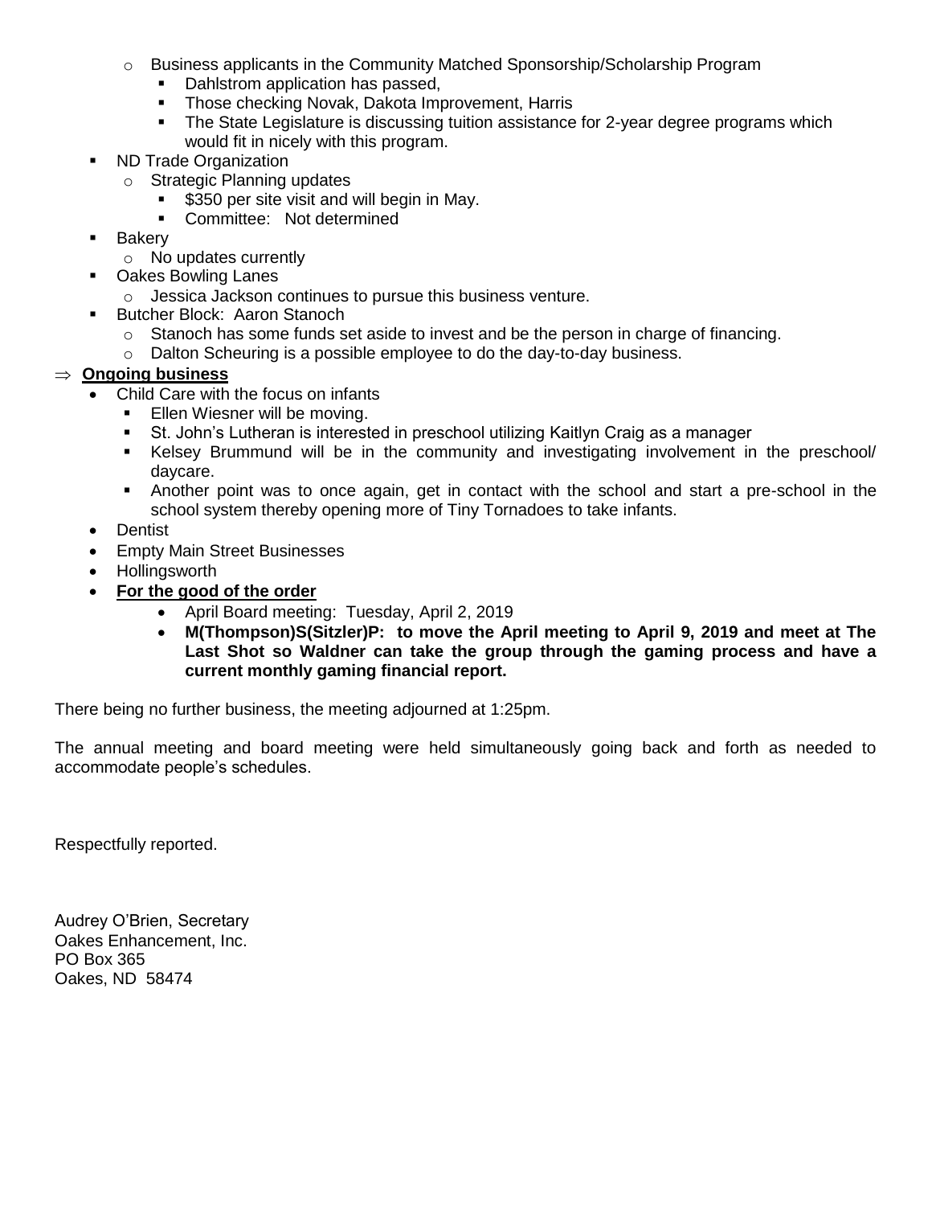- Business applicants in the Community Matched Sponsorship/Scholarship Program
  - Dahlstrom application has passed,
  - Those checking Novak, Dakota Improvement, Harris
  - The State Legislature is discussing tuition assistance for 2-year degree programs which would fit in nicely with this program.
- ND Trade Organization
  - Strategic Planning updates
    - $350 per site visit and will begin in May.
    - Committee: Not determined
- Bakery
  - No updates currently
- Oakes Bowling Lanes
  - Jessica Jackson continues to pursue this business venture.
- Butcher Block: Aaron Stanoch
  - Stanoch has some funds set aside to invest and be the person in charge of financing.
  - Dalton Scheuring is a possible employee to do the day-to-day business.

⇒ **Ongoing business**

- Child Care with the focus on infants
  - Ellen Wiesner will be moving.
  - St. John's Lutheran is interested in preschool utilizing Kaitlyn Craig as a manager
  - Kelsey Brummund will be in the community and investigating involvement in the preschool/ daycare.
  - Another point was to once again, get in contact with the school and start a pre-school in the school system thereby opening more of Tiny Tornadoes to take infants.
- Dentist
- Empty Main Street Businesses
- Hollingsworth
- **For the good of the order**
  - April Board meeting: Tuesday, April 2, 2019
  - **M(Thompson)S(Sitzler)P: to move the April meeting to April 9, 2019 and meet at The Last Shot so Waldner can take the group through the gaming process and have a current monthly gaming financial report.**

There being no further business, the meeting adjourned at 1:25pm.

The annual meeting and board meeting were held simultaneously going back and forth as needed to accommodate people's schedules.

Respectfully reported.

Audrey O'Brien, Secretary
Oakes Enhancement, Inc.
PO Box 365
Oakes, ND 58474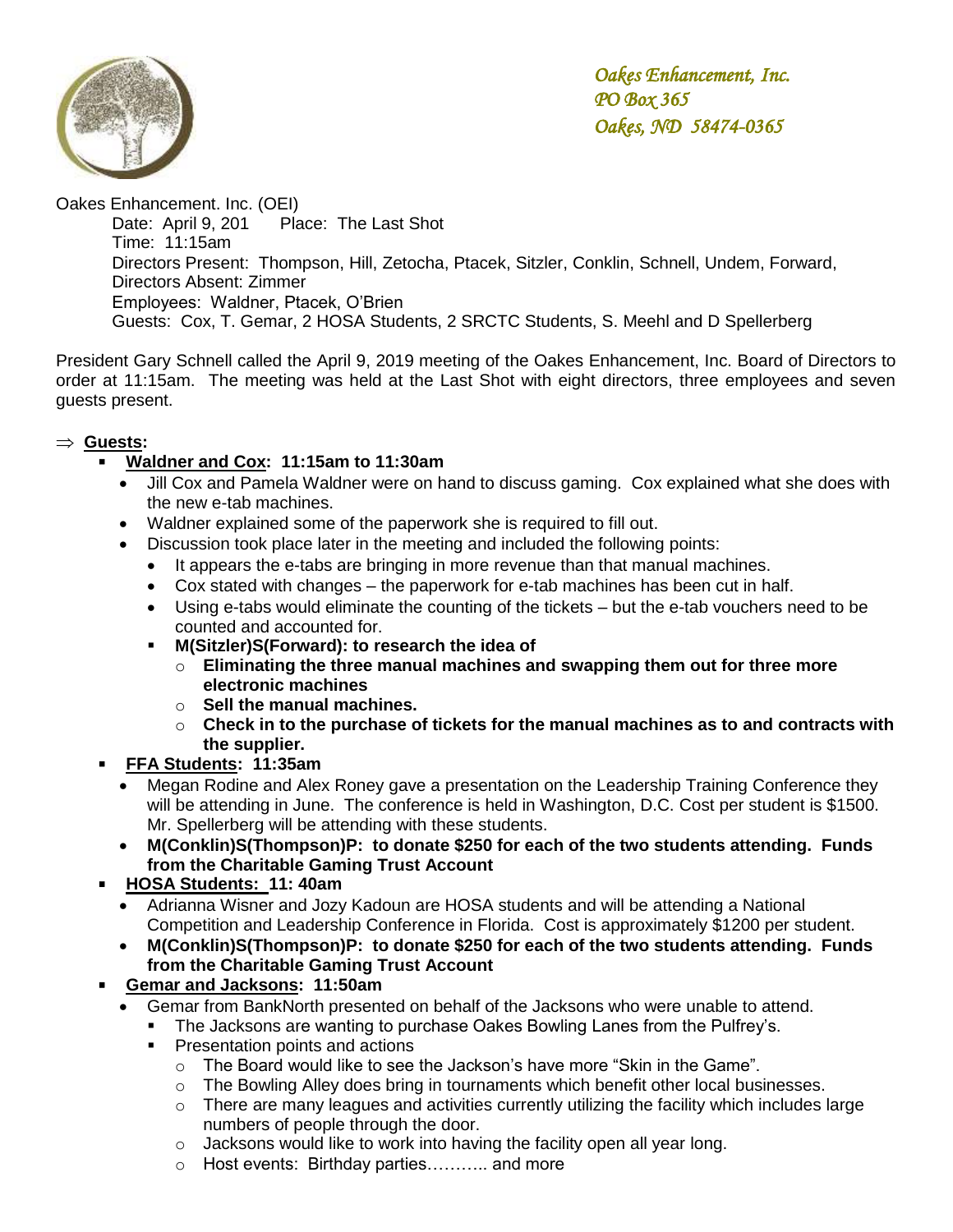*Oakes Enhancement, Inc.*
*PO Box 365*
*Oakes, ND 58474-0365*

Oakes Enhancement. Inc. (OEI)

Date: April 9, 201 Place: The Last Shot
Time: 11:15am
Directors Present: Thompson, Hill, Zetocha, Ptacek, Sitzler, Conklin, Schnell, Undem, Forward,
Directors Absent: Zimmer
Employees: Waldner, Ptacek, O'Brien
Guests: Cox, T. Gemar, 2 HOSA Students, 2 SRCTC Students, S. Meehl and D Spellerberg

President Gary Schnell called the April 9, 2019 meeting of the Oakes Enhancement, Inc. Board of Directors to order at 11:15am. The meeting was held at the Last Shot with eight directors, three employees and seven guests present.

⇒ **Guests:**

- **Waldner and Cox: 11:15am to 11:30am**
  - Jill Cox and Pamela Waldner were on hand to discuss gaming. Cox explained what she does with the new e-tab machines.
  - Waldner explained some of the paperwork she is required to fill out.
  - Discussion took place later in the meeting and included the following points:
    - It appears the e-tabs are bringing in more revenue than that manual machines.
    - Cox stated with changes – the paperwork for e-tab machines has been cut in half.
    - Using e-tabs would eliminate the counting of the tickets – but the e-tab vouchers need to be counted and accounted for.
    - **M(Sitzler)S(Forward): to research the idea of**
      - **Eliminating the three manual machines and swapping them out for three more electronic machines**
      - **Sell the manual machines.**
      - **Check in to the purchase of tickets for the manual machines as to and contracts with the supplier.**
- **FFA Students: 11:35am**
  - Megan Rodine and Alex Roney gave a presentation on the Leadership Training Conference they will be attending in June. The conference is held in Washington, D.C. Cost per student is $1500. Mr. Spellerberg will be attending with these students.
  - **M(Conklin)S(Thompson)P: to donate $250 for each of the two students attending. Funds from the Charitable Gaming Trust Account**
- **HOSA Students: 11: 40am**
  - Adrianna Wisner and Jozy Kadoun are HOSA students and will be attending a National Competition and Leadership Conference in Florida. Cost is approximately $1200 per student.
  - **M(Conklin)S(Thompson)P: to donate $250 for each of the two students attending. Funds from the Charitable Gaming Trust Account**
- **Gemar and Jacksons: 11:50am**
  - Gemar from BankNorth presented on behalf of the Jacksons who were unable to attend.
    - The Jacksons are wanting to purchase Oakes Bowling Lanes from the Pulfrey's.
    - Presentation points and actions
      - The Board would like to see the Jackson's have more "Skin in the Game".
      - The Bowling Alley does bring in tournaments which benefit other local businesses.
      - There are many leagues and activities currently utilizing the facility which includes large numbers of people through the door.
      - Jacksons would like to work into having the facility open all year long.
      - Host events: Birthday parties……….. and more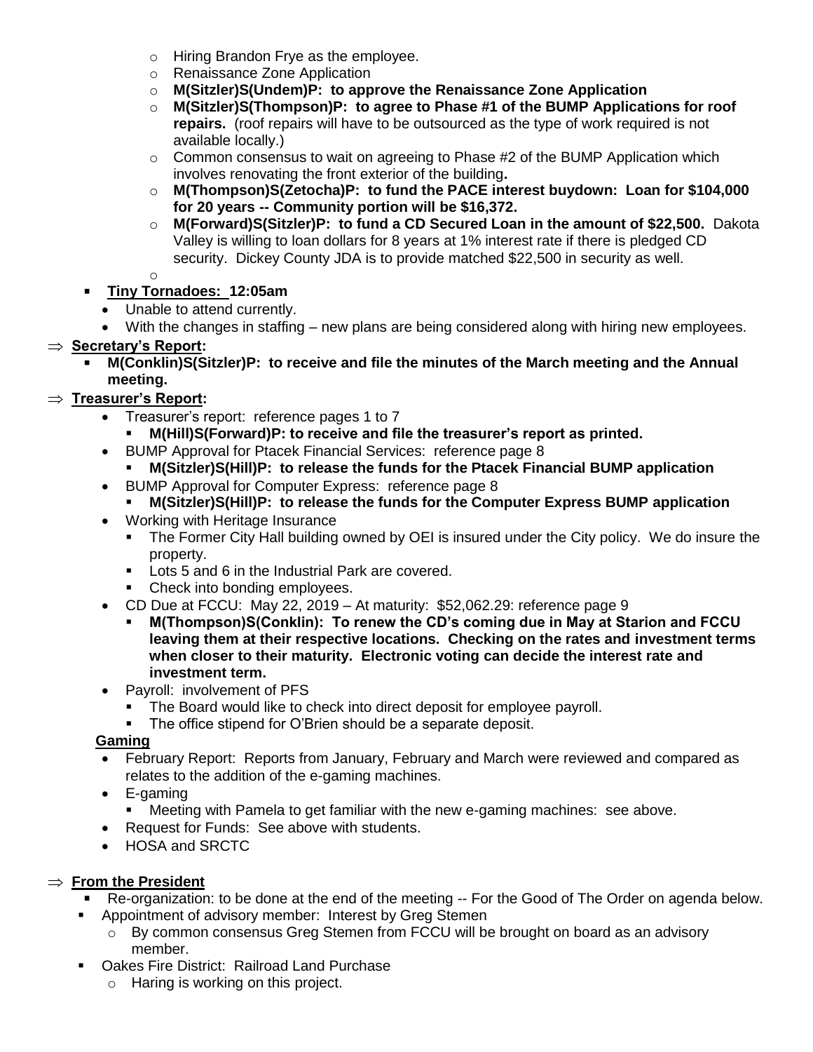- Hiring Brandon Frye as the employee.
  - Renaissance Zone Application
  - **M(Sitzler)S(Undem)P: to approve the Renaissance Zone Application**
  - **M(Sitzler)S(Thompson)P: to agree to Phase #1 of the BUMP Applications for roof repairs.** (roof repairs will have to be outsourced as the type of work required is not available locally.)
  - Common consensus to wait on agreeing to Phase #2 of the BUMP Application which involves renovating the front exterior of the building**.**
  - **M(Thompson)S(Zetocha)P: to fund the PACE interest buydown: Loan for $104,000 for 20 years -- Community portion will be $16,372.**
  - **M(Forward)S(Sitzler)P: to fund a CD Secured Loan in the amount of $22,500.** Dakota Valley is willing to loan dollars for 8 years at 1% interest rate if there is pledged CD security. Dickey County JDA is to provide matched $22,500 in security as well.
  - 

- **<u>Tiny Tornadoes: 12:05am</u>**
  - Unable to attend currently.
  - With the changes in staffing – new plans are being considered along with hiring new employees.

⇒ **<u>Secretary's Report</u>:**

- **M(Conklin)S(Sitzler)P: to receive and file the minutes of the March meeting and the Annual meeting.**

⇒ **<u>Treasurer's Report</u>:**

- Treasurer's report: reference pages 1 to 7
  - **M(Hill)S(Forward)P: to receive and file the treasurer's report as printed.**
- BUMP Approval for Ptacek Financial Services: reference page 8
  - **M(Sitzler)S(Hill)P: to release the funds for the Ptacek Financial BUMP application**
- BUMP Approval for Computer Express: reference page 8
  - **M(Sitzler)S(Hill)P: to release the funds for the Computer Express BUMP application**
- Working with Heritage Insurance
  - The Former City Hall building owned by OEI is insured under the City policy. We do insure the property.
  - Lots 5 and 6 in the Industrial Park are covered.
  - Check into bonding employees.
- CD Due at FCCU: May 22, 2019 – At maturity: $52,062.29: reference page 9
  - **M(Thompson)S(Conklin): To renew the CD's coming due in May at Starion and FCCU leaving them at their respective locations. Checking on the rates and investment terms when closer to their maturity. Electronic voting can decide the interest rate and investment term.**
- Payroll: involvement of PFS
  - The Board would like to check into direct deposit for employee payroll.
  - The office stipend for O'Brien should be a separate deposit.

**<u>Gaming</u>**

- February Report: Reports from January, February and March were reviewed and compared as relates to the addition of the e-gaming machines.
- E-gaming
  - Meeting with Pamela to get familiar with the new e-gaming machines: see above.
- Request for Funds: See above with students.
- HOSA and SRCTC

⇒ **<u>From the President</u>**

- Re-organization: to be done at the end of the meeting -- For the Good of The Order on agenda below.
- Appointment of advisory member: Interest by Greg Stemen
  - By common consensus Greg Stemen from FCCU will be brought on board as an advisory member.
- Oakes Fire District: Railroad Land Purchase
  - Haring is working on this project.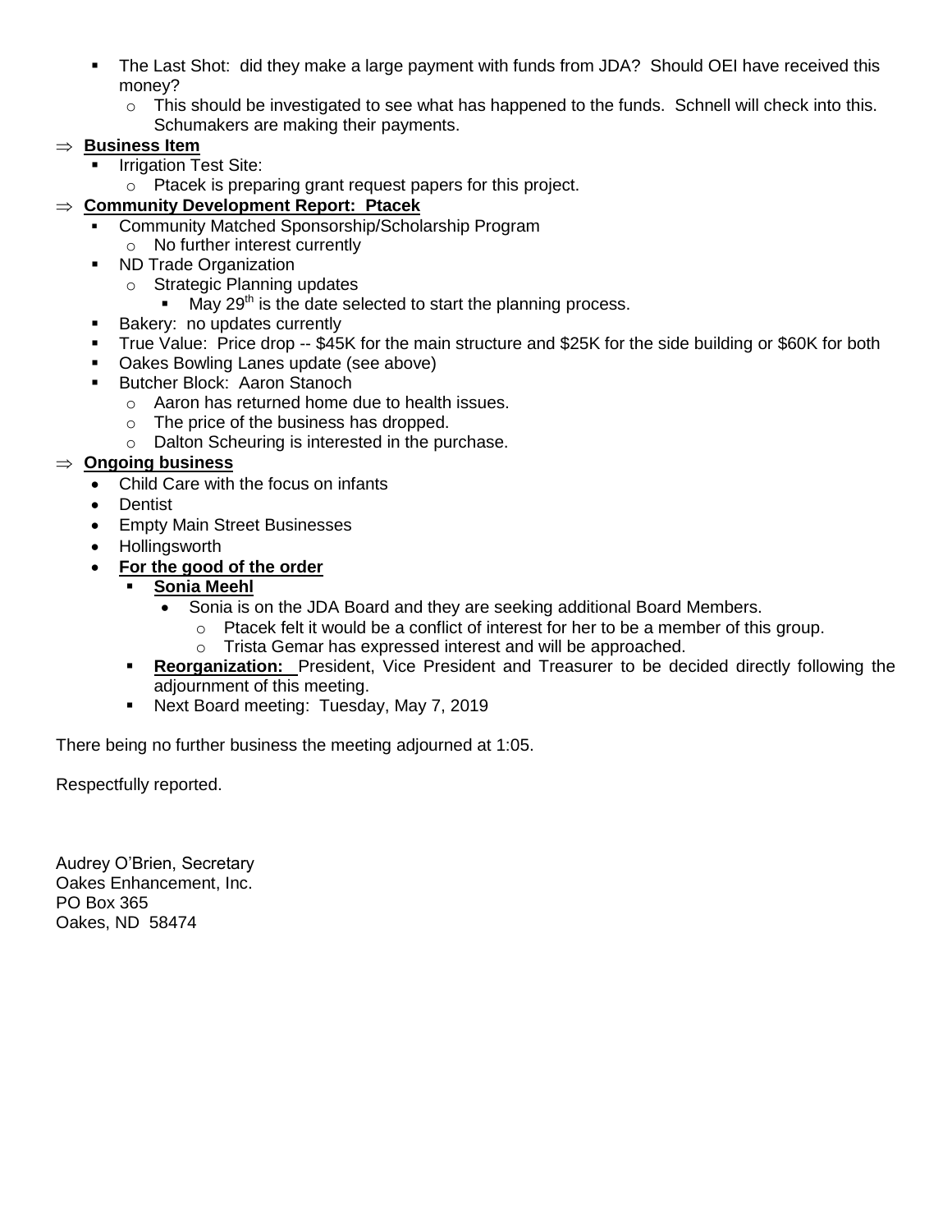- The Last Shot: did they make a large payment with funds from JDA? Should OEI have received this money?
  - This should be investigated to see what has happened to the funds. Schnell will check into this. Schumakers are making their payments.

⇒ **Business Item**

- Irrigation Test Site:
  - Ptacek is preparing grant request papers for this project.

⇒ **Community Development Report: Ptacek**

- Community Matched Sponsorship/Scholarship Program
  - No further interest currently
- ND Trade Organization
  - Strategic Planning updates
    - May 29th is the date selected to start the planning process.
- Bakery: no updates currently
- True Value: Price drop -- $45K for the main structure and $25K for the side building or $60K for both
- Oakes Bowling Lanes update (see above)
- Butcher Block: Aaron Stanoch
  - Aaron has returned home due to health issues.
  - The price of the business has dropped.
  - Dalton Scheuring is interested in the purchase.

⇒ **Ongoing business**

- Child Care with the focus on infants
- Dentist
- Empty Main Street Businesses
- Hollingsworth
- **For the good of the order**
  - **Sonia Meehl**
    - Sonia is on the JDA Board and they are seeking additional Board Members.
      - Ptacek felt it would be a conflict of interest for her to be a member of this group.
      - Trista Gemar has expressed interest and will be approached.
  - **Reorganization:** President, Vice President and Treasurer to be decided directly following the adjournment of this meeting.
  - Next Board meeting: Tuesday, May 7, 2019

There being no further business the meeting adjourned at 1:05.

Respectfully reported.

Audrey O'Brien, Secretary
Oakes Enhancement, Inc.
PO Box 365
Oakes, ND 58474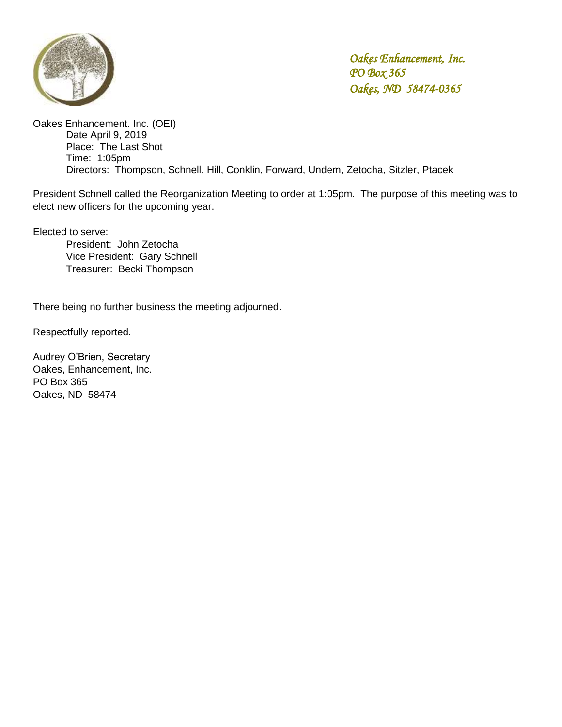*Oakes Enhancement, Inc.*
*PO Box 365*
*Oakes, ND 58474-0365*

Oakes Enhancement. Inc. (OEI)
Date April 9, 2019
Place: The Last Shot
Time: 1:05pm
Directors: Thompson, Schnell, Hill, Conklin, Forward, Undem, Zetocha, Sitzler, Ptacek

President Schnell called the Reorganization Meeting to order at 1:05pm. The purpose of this meeting was to elect new officers for the upcoming year.

Elected to serve:
President: John Zetocha
Vice President: Gary Schnell
Treasurer: Becki Thompson

There being no further business the meeting adjourned.

Respectfully reported.

Audrey O'Brien, Secretary
Oakes, Enhancement, Inc.
PO Box 365
Oakes, ND 58474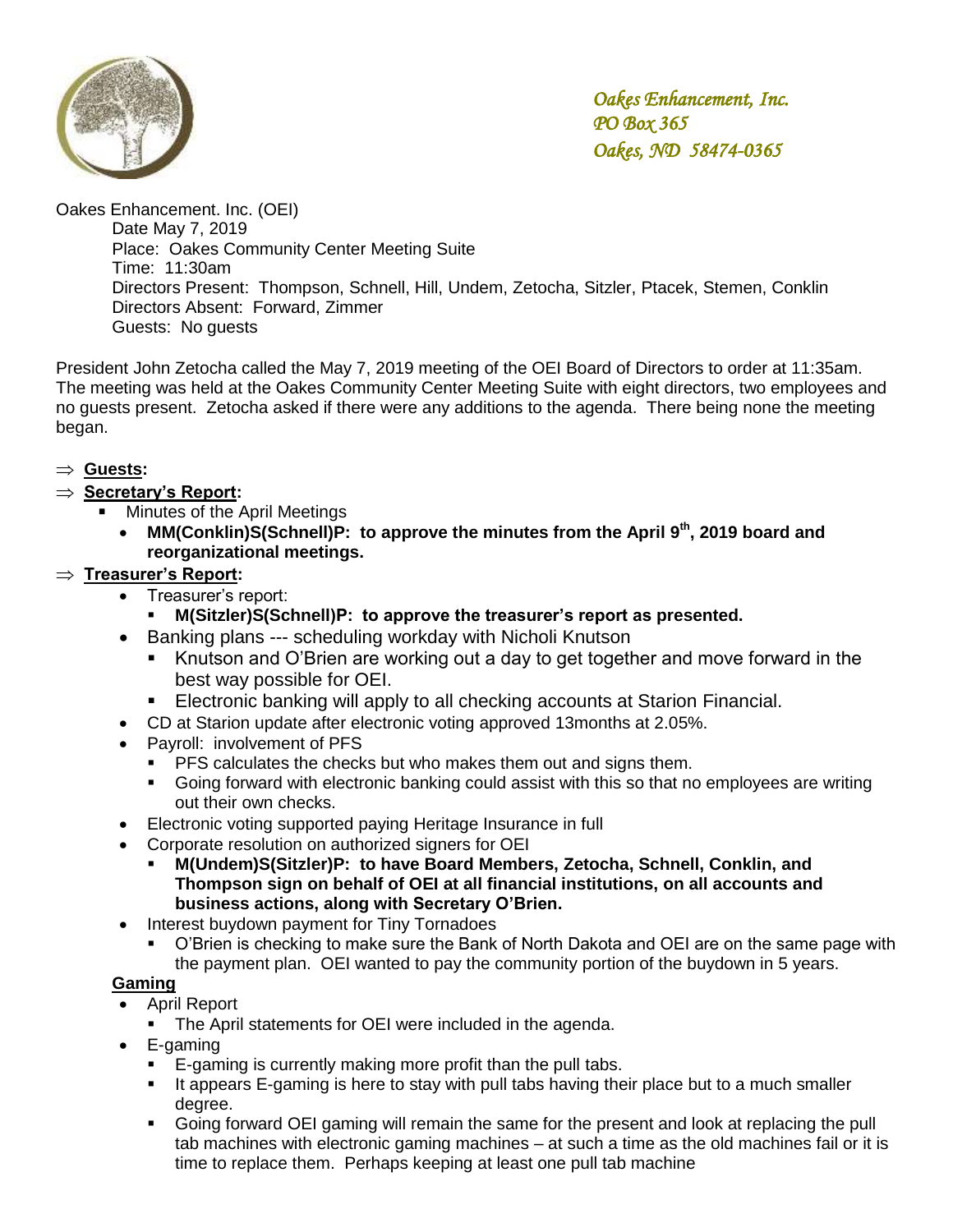*Oakes Enhancement, Inc.*
*PO Box 365*
*Oakes, ND 58474-0365*

Oakes Enhancement. Inc. (OEI)
Date May 7, 2019
Place: Oakes Community Center Meeting Suite
Time: 11:30am
Directors Present: Thompson, Schnell, Hill, Undem, Zetocha, Sitzler, Ptacek, Stemen, Conklin
Directors Absent: Forward, Zimmer
Guests: No guests

President John Zetocha called the May 7, 2019 meeting of the OEI Board of Directors to order at 11:35am. The meeting was held at the Oakes Community Center Meeting Suite with eight directors, two employees and no guests present. Zetocha asked if there were any additions to the agenda. There being none the meeting began.

⇒ **Guests:**

⇒ **Secretary's Report:**
- Minutes of the April Meetings
  - **MM(Conklin)S(Schnell)P: to approve the minutes from the April 9th, 2019 board and reorganizational meetings.**

⇒ **Treasurer's Report:**
- Treasurer's report:
  - **M(Sitzler)S(Schnell)P: to approve the treasurer's report as presented.**
- Banking plans --- scheduling workday with Nicholi Knutson
  - Knutson and O'Brien are working out a day to get together and move forward in the best way possible for OEI.
  - Electronic banking will apply to all checking accounts at Starion Financial.
- CD at Starion update after electronic voting approved 13months at 2.05%.
- Payroll: involvement of PFS
  - PFS calculates the checks but who makes them out and signs them.
  - Going forward with electronic banking could assist with this so that no employees are writing out their own checks.
- Electronic voting supported paying Heritage Insurance in full
- Corporate resolution on authorized signers for OEI
  - **M(Undem)S(Sitzler)P: to have Board Members, Zetocha, Schnell, Conklin, and Thompson sign on behalf of OEI at all financial institutions, on all accounts and business actions, along with Secretary O'Brien.**
- Interest buydown payment for Tiny Tornadoes
  - O'Brien is checking to make sure the Bank of North Dakota and OEI are on the same page with the payment plan. OEI wanted to pay the community portion of the buydown in 5 years.

**Gaming**
- April Report
  - The April statements for OEI were included in the agenda.
- E-gaming
  - E-gaming is currently making more profit than the pull tabs.
  - It appears E-gaming is here to stay with pull tabs having their place but to a much smaller degree.
  - Going forward OEI gaming will remain the same for the present and look at replacing the pull tab machines with electronic gaming machines – at such a time as the old machines fail or it is time to replace them. Perhaps keeping at least one pull tab machine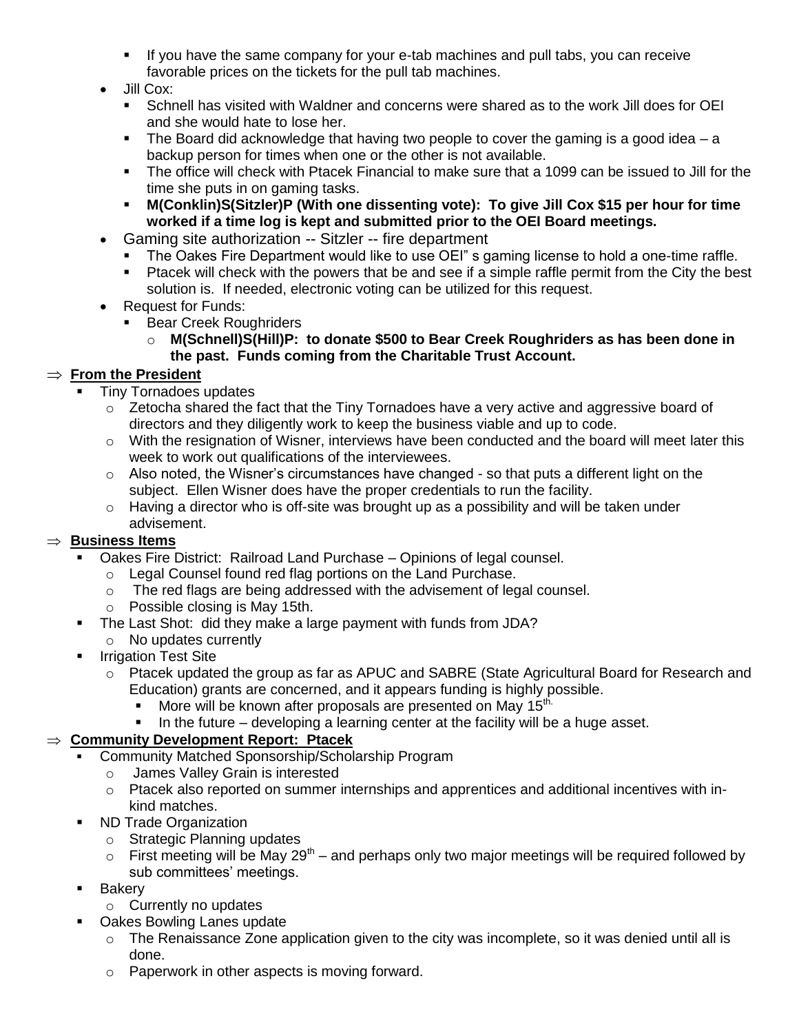- If you have the same company for your e-tab machines and pull tabs, you can receive favorable prices on the tickets for the pull tab machines.
- Jill Cox:
    - Schnell has visited with Waldner and concerns were shared as to the work Jill does for OEI and she would hate to lose her.
    - The Board did acknowledge that having two people to cover the gaming is a good idea – a backup person for times when one or the other is not available.
    - The office will check with Ptacek Financial to make sure that a 1099 can be issued to Jill for the time she puts in on gaming tasks.
    - **M(Conklin)S(Sitzler)P (With one dissenting vote): To give Jill Cox $15 per hour for time worked if a time log is kept and submitted prior to the OEI Board meetings.**
- Gaming site authorization -- Sitzler -- fire department
    - The Oakes Fire Department would like to use OEI" s gaming license to hold a one-time raffle.
    - Ptacek will check with the powers that be and see if a simple raffle permit from the City the best solution is. If needed, electronic voting can be utilized for this request.
- Request for Funds:
    - Bear Creek Roughriders
        - **M(Schnell)S(Hill)P: to donate $500 to Bear Creek Roughriders as has been done in the past. Funds coming from the Charitable Trust Account.**

⇒ **From the President**

- Tiny Tornadoes updates
    - Zetocha shared the fact that the Tiny Tornadoes have a very active and aggressive board of directors and they diligently work to keep the business viable and up to code.
    - With the resignation of Wisner, interviews have been conducted and the board will meet later this week to work out qualifications of the interviewees.
    - Also noted, the Wisner's circumstances have changed - so that puts a different light on the subject. Ellen Wisner does have the proper credentials to run the facility.
    - Having a director who is off-site was brought up as a possibility and will be taken under advisement.

⇒ **Business Items**

- Oakes Fire District: Railroad Land Purchase – Opinions of legal counsel.
    - Legal Counsel found red flag portions on the Land Purchase.
    - The red flags are being addressed with the advisement of legal counsel.
    - Possible closing is May 15th.
- The Last Shot: did they make a large payment with funds from JDA?
    - No updates currently
- Irrigation Test Site
    - Ptacek updated the group as far as APUC and SABRE (State Agricultural Board for Research and Education) grants are concerned, and it appears funding is highly possible.
        - More will be known after proposals are presented on May 15th.
        - In the future – developing a learning center at the facility will be a huge asset.

⇒ **Community Development Report: Ptacek**

- Community Matched Sponsorship/Scholarship Program
    - James Valley Grain is interested
    - Ptacek also reported on summer internships and apprentices and additional incentives with in-kind matches.
- ND Trade Organization
    - Strategic Planning updates
    - First meeting will be May 29th – and perhaps only two major meetings will be required followed by sub committees' meetings.
- Bakery
    - Currently no updates
- Oakes Bowling Lanes update
    - The Renaissance Zone application given to the city was incomplete, so it was denied until all is done.
    - Paperwork in other aspects is moving forward.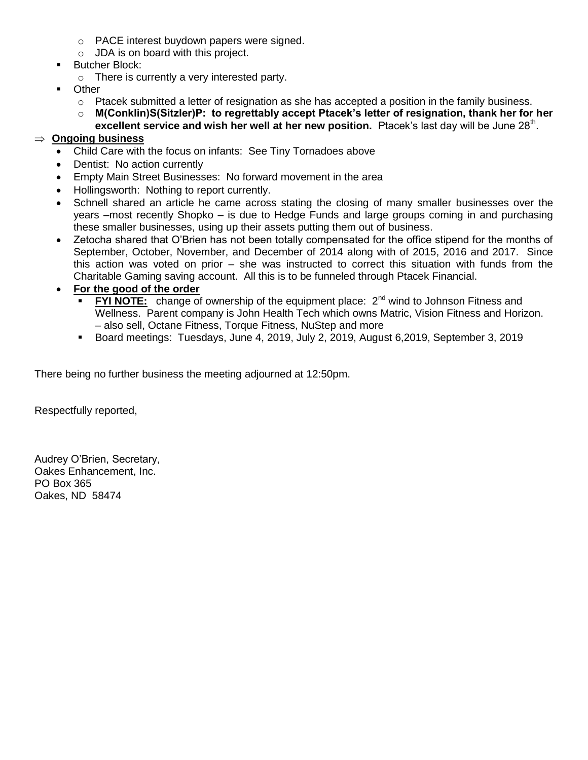- PACE interest buydown papers were signed.
    - JDA is on board with this project.
- Butcher Block:
    - There is currently a very interested party.
- Other
    - Ptacek submitted a letter of resignation as she has accepted a position in the family business.
    - **M(Conklin)S(Sitzler)P: to regrettably accept Ptacek's letter of resignation, thank her for her excellent service and wish her well at her new position.** Ptacek's last day will be June 28th.

⇒ **Ongoing business**

- Child Care with the focus on infants: See Tiny Tornadoes above
- Dentist: No action currently
- Empty Main Street Businesses: No forward movement in the area
- Hollingsworth: Nothing to report currently.
- Schnell shared an article he came across stating the closing of many smaller businesses over the years –most recently Shopko – is due to Hedge Funds and large groups coming in and purchasing these smaller businesses, using up their assets putting them out of business.
- Zetocha shared that O'Brien has not been totally compensated for the office stipend for the months of September, October, November, and December of 2014 along with of 2015, 2016 and 2017. Since this action was voted on prior – she was instructed to correct this situation with funds from the Charitable Gaming saving account. All this is to be funneled through Ptacek Financial.
- **For the good of the order**
    - **FYI NOTE:** change of ownership of the equipment place: 2nd wind to Johnson Fitness and Wellness. Parent company is John Health Tech which owns Matric, Vision Fitness and Horizon. – also sell, Octane Fitness, Torque Fitness, NuStep and more
    - Board meetings: Tuesdays, June 4, 2019, July 2, 2019, August 6,2019, September 3, 2019

There being no further business the meeting adjourned at 12:50pm.

Respectfully reported,

Audrey O'Brien, Secretary,
Oakes Enhancement, Inc.
PO Box 365
Oakes, ND 58474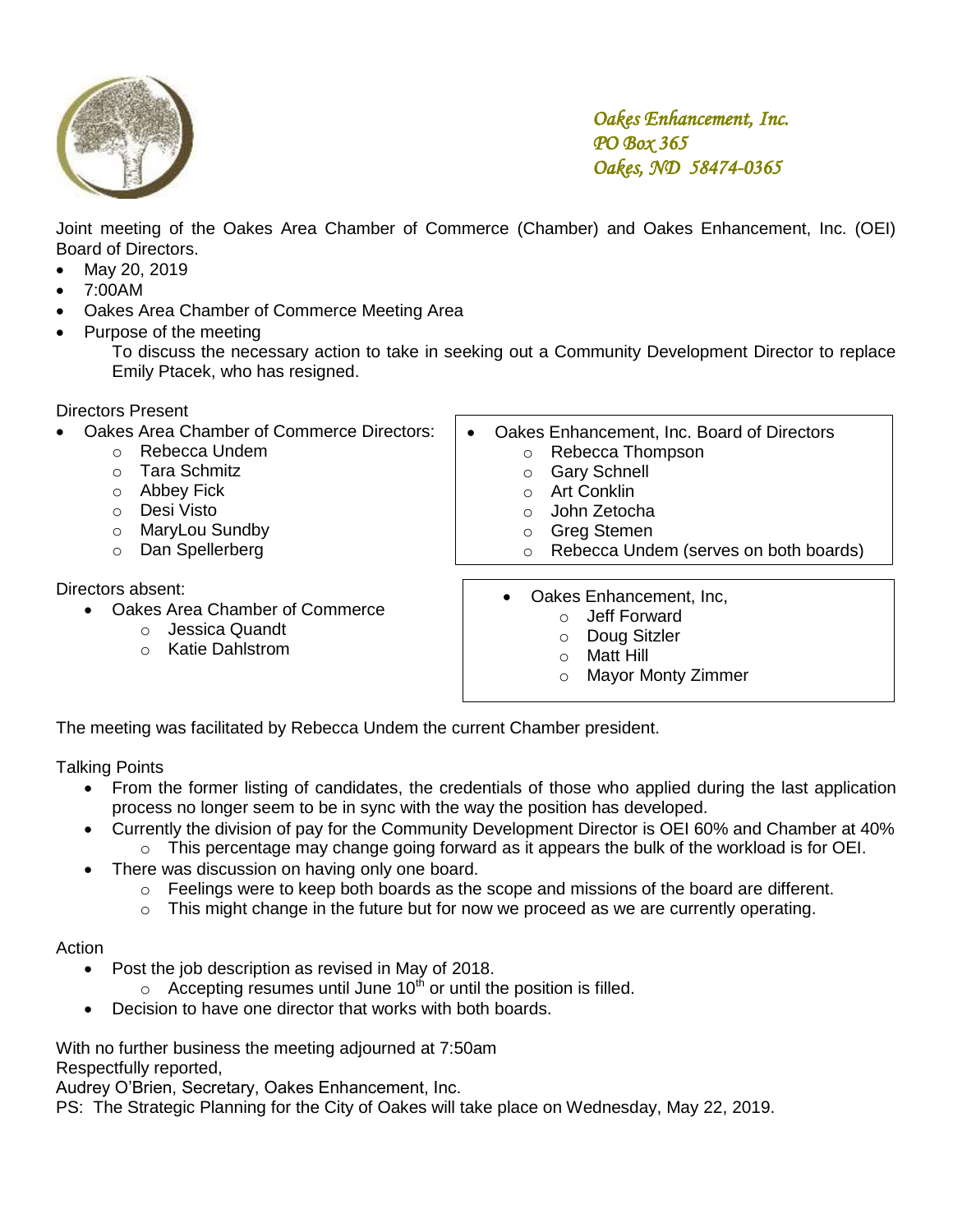*Oakes Enhancement, Inc.*
*PO Box 365*
*Oakes, ND 58474-0365*

Joint meeting of the Oakes Area Chamber of Commerce (Chamber) and Oakes Enhancement, Inc. (OEI) Board of Directors.

- May 20, 2019
- 7:00AM
- Oakes Area Chamber of Commerce Meeting Area
- Purpose of the meeting
  To discuss the necessary action to take in seeking out a Community Development Director to replace Emily Ptacek, who has resigned.

Directors Present

- Oakes Area Chamber of Commerce Directors:
  - Rebecca Undem
  - Tara Schmitz
  - Abbey Fick
  - Desi Visto
  - MaryLou Sundby
  - Dan Spellerberg
- Oakes Enhancement, Inc. Board of Directors
  - Rebecca Thompson
  - Gary Schnell
  - Art Conklin
  - John Zetocha
  - Greg Stemen
  - Rebecca Undem (serves on both boards)

Directors absent:

- Oakes Area Chamber of Commerce
  - Jessica Quandt
  - Katie Dahlstrom
- Oakes Enhancement, Inc,
  - Jeff Forward
  - Doug Sitzler
  - Matt Hill
  - Mayor Monty Zimmer

The meeting was facilitated by Rebecca Undem the current Chamber president.

Talking Points

- From the former listing of candidates, the credentials of those who applied during the last application process no longer seem to be in sync with the way the position has developed.
- Currently the division of pay for the Community Development Director is OEI 60% and Chamber at 40%
  - This percentage may change going forward as it appears the bulk of the workload is for OEI.
- There was discussion on having only one board.
  - Feelings were to keep both boards as the scope and missions of the board are different.
  - This might change in the future but for now we proceed as we are currently operating.

Action

- Post the job description as revised in May of 2018.
  - Accepting resumes until June 10th or until the position is filled.
- Decision to have one director that works with both boards.

With no further business the meeting adjourned at 7:50am
Respectfully reported,
Audrey O'Brien, Secretary, Oakes Enhancement, Inc.
PS: The Strategic Planning for the City of Oakes will take place on Wednesday, May 22, 2019.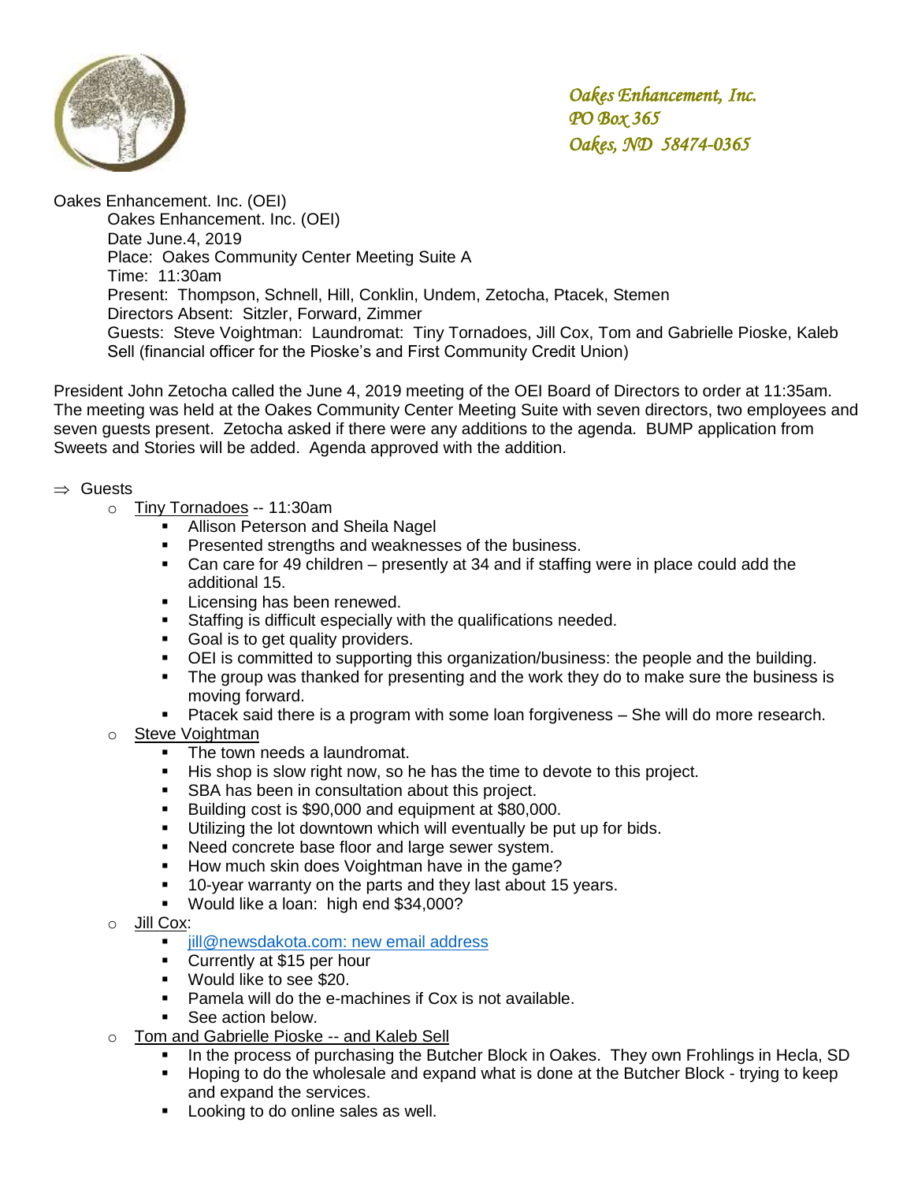*Oakes Enhancement, Inc.*
*PO Box 365*
*Oakes, ND 58474-0365*

Oakes Enhancement. Inc. (OEI)

Oakes Enhancement. Inc. (OEI)
Date June.4, 2019
Place: Oakes Community Center Meeting Suite A
Time: 11:30am
Present: Thompson, Schnell, Hill, Conklin, Undem, Zetocha, Ptacek, Stemen
Directors Absent: Sitzler, Forward, Zimmer
Guests: Steve Voightman: Laundromat: Tiny Tornadoes, Jill Cox, Tom and Gabrielle Pioske, Kaleb Sell (financial officer for the Pioske's and First Community Credit Union)

President John Zetocha called the June 4, 2019 meeting of the OEI Board of Directors to order at 11:35am. The meeting was held at the Oakes Community Center Meeting Suite with seven directors, two employees and seven guests present. Zetocha asked if there were any additions to the agenda. BUMP application from Sweets and Stories will be added. Agenda approved with the addition.

⇒ Guests
- Tiny Tornadoes -- 11:30am
  - Allison Peterson and Sheila Nagel
  - Presented strengths and weaknesses of the business.
  - Can care for 49 children – presently at 34 and if staffing were in place could add the additional 15.
  - Licensing has been renewed.
  - Staffing is difficult especially with the qualifications needed.
  - Goal is to get quality providers.
  - OEI is committed to supporting this organization/business: the people and the building.
  - The group was thanked for presenting and the work they do to make sure the business is moving forward.
  - Ptacek said there is a program with some loan forgiveness – She will do more research.
- Steve Voightman
  - The town needs a laundromat.
  - His shop is slow right now, so he has the time to devote to this project.
  - SBA has been in consultation about this project.
  - Building cost is $90,000 and equipment at $80,000.
  - Utilizing the lot downtown which will eventually be put up for bids.
  - Need concrete base floor and large sewer system.
  - How much skin does Voightman have in the game?
  - 10-year warranty on the parts and they last about 15 years.
  - Would like a loan: high end $34,000?
- Jill Cox:
  - jill@newsdakota.com: new email address
  - Currently at $15 per hour
  - Would like to see $20.
  - Pamela will do the e-machines if Cox is not available.
  - See action below.
- Tom and Gabrielle Pioske -- and Kaleb Sell
  - In the process of purchasing the Butcher Block in Oakes. They own Frohlings in Hecla, SD
  - Hoping to do the wholesale and expand what is done at the Butcher Block - trying to keep and expand the services.
  - Looking to do online sales as well.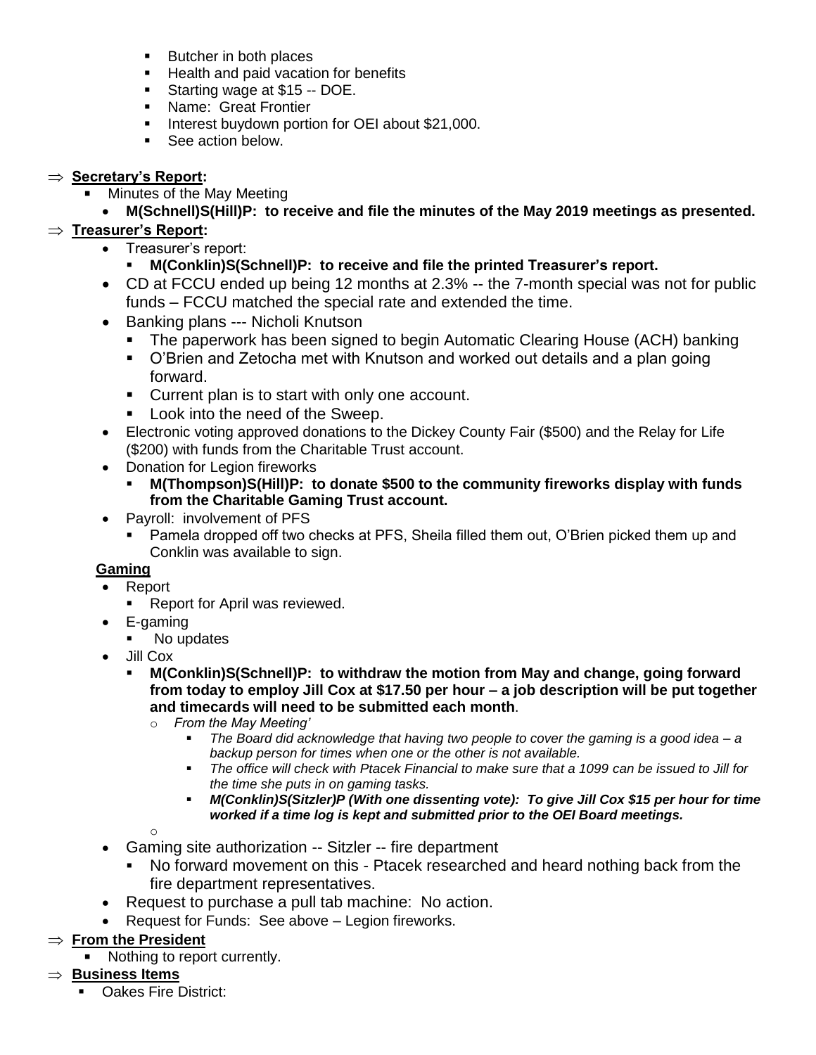- Butcher in both places
- Health and paid vacation for benefits
- Starting wage at $15 -- DOE.
- Name: Great Frontier
- Interest buydown portion for OEI about $21,000.
- See action below.

⇒ **Secretary's Report:**

- Minutes of the May Meeting
  - **M(Schnell)S(Hill)P: to receive and file the minutes of the May 2019 meetings as presented.**

⇒ **Treasurer's Report:**

- Treasurer's report:
  - **M(Conklin)S(Schnell)P: to receive and file the printed Treasurer's report.**
- CD at FCCU ended up being 12 months at 2.3% -- the 7-month special was not for public funds – FCCU matched the special rate and extended the time.
- Banking plans --- Nicholi Knutson
  - The paperwork has been signed to begin Automatic Clearing House (ACH) banking
  - O'Brien and Zetocha met with Knutson and worked out details and a plan going forward.
  - Current plan is to start with only one account.
  - Look into the need of the Sweep.
- Electronic voting approved donations to the Dickey County Fair ($500) and the Relay for Life ($200) with funds from the Charitable Trust account.
- Donation for Legion fireworks
  - **M(Thompson)S(Hill)P: to donate $500 to the community fireworks display with funds from the Charitable Gaming Trust account.**
- Payroll: involvement of PFS
  - Pamela dropped off two checks at PFS, Sheila filled them out, O'Brien picked them up and Conklin was available to sign.

**Gaming**

- Report
  - Report for April was reviewed.
- E-gaming
  - No updates
- Jill Cox
  - **M(Conklin)S(Schnell)P: to withdraw the motion from May and change, going forward from today to employ Jill Cox at $17.50 per hour – a job description will be put together and timecards will need to be submitted each month**.
    - *From the May Meeting'*
      - *The Board did acknowledge that having two people to cover the gaming is a good idea – a backup person for times when one or the other is not available.*
      - *The office will check with Ptacek Financial to make sure that a 1099 can be issued to Jill for the time she puts in on gaming tasks.*
      - ***M(Conklin)S(Sitzler)P (With one dissenting vote): To give Jill Cox $15 per hour for time worked if a time log is kept and submitted prior to the OEI Board meetings.***
    - 
- Gaming site authorization -- Sitzler -- fire department
  - No forward movement on this - Ptacek researched and heard nothing back from the fire department representatives.
- Request to purchase a pull tab machine: No action.
- Request for Funds: See above – Legion fireworks.

⇒ **From the President**

- Nothing to report currently.

⇒ **Business Items**

- Oakes Fire District: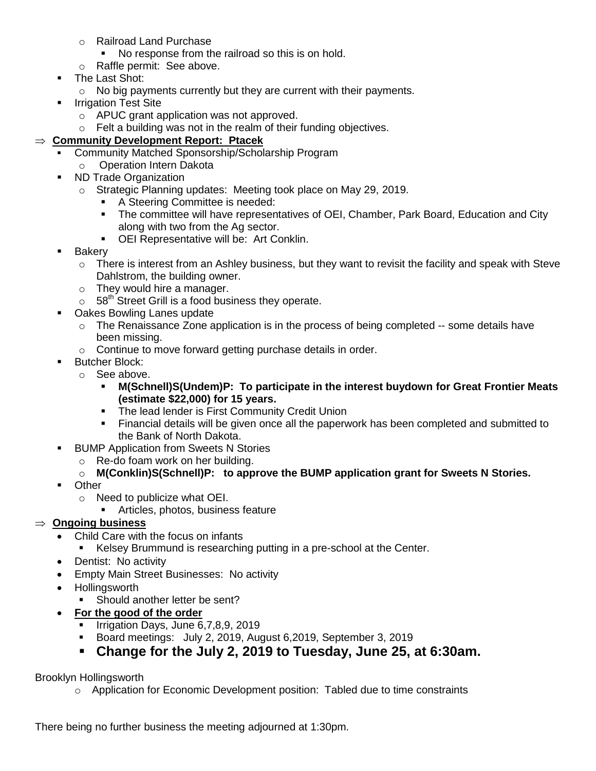- Railroad Land Purchase
    - No response from the railroad so this is on hold.
- Raffle permit: See above.

- The Last Shot:
    - No big payments currently but they are current with their payments.
- Irrigation Test Site
    - APUC grant application was not approved.
    - Felt a building was not in the realm of their funding objectives.

⇒ **Community Development Report: Ptacek**

- Community Matched Sponsorship/Scholarship Program
    - Operation Intern Dakota
- ND Trade Organization
    - Strategic Planning updates: Meeting took place on May 29, 2019.
        - A Steering Committee is needed:
        - The committee will have representatives of OEI, Chamber, Park Board, Education and City along with two from the Ag sector.
        - OEI Representative will be: Art Conklin.
- Bakery
    - There is interest from an Ashley business, but they want to revisit the facility and speak with Steve Dahlstrom, the building owner.
    - They would hire a manager.
    - 58th Street Grill is a food business they operate.
- Oakes Bowling Lanes update
    - The Renaissance Zone application is in the process of being completed -- some details have been missing.
    - Continue to move forward getting purchase details in order.
- Butcher Block:
    - See above.
        - **M(Schnell)S(Undem)P: To participate in the interest buydown for Great Frontier Meats (estimate $22,000) for 15 years.**
        - The lead lender is First Community Credit Union
        - Financial details will be given once all the paperwork has been completed and submitted to the Bank of North Dakota.
- BUMP Application from Sweets N Stories
    - Re-do foam work on her building.
    - **M(Conklin)S(Schnell)P: to approve the BUMP application grant for Sweets N Stories.**
- Other
    - Need to publicize what OEI.
        - Articles, photos, business feature

⇒ **Ongoing business**

- Child Care with the focus on infants
    - Kelsey Brummund is researching putting in a pre-school at the Center.
- Dentist: No activity
- Empty Main Street Businesses: No activity
- Hollingsworth
    - Should another letter be sent?
- **For the good of the order**
    - Irrigation Days, June 6,7,8,9, 2019
    - Board meetings: July 2, 2019, August 6,2019, September 3, 2019
    - **Change for the July 2, 2019 to Tuesday, June 25, at 6:30am.**

Brooklyn Hollingsworth

- Application for Economic Development position: Tabled due to time constraints

There being no further business the meeting adjourned at 1:30pm.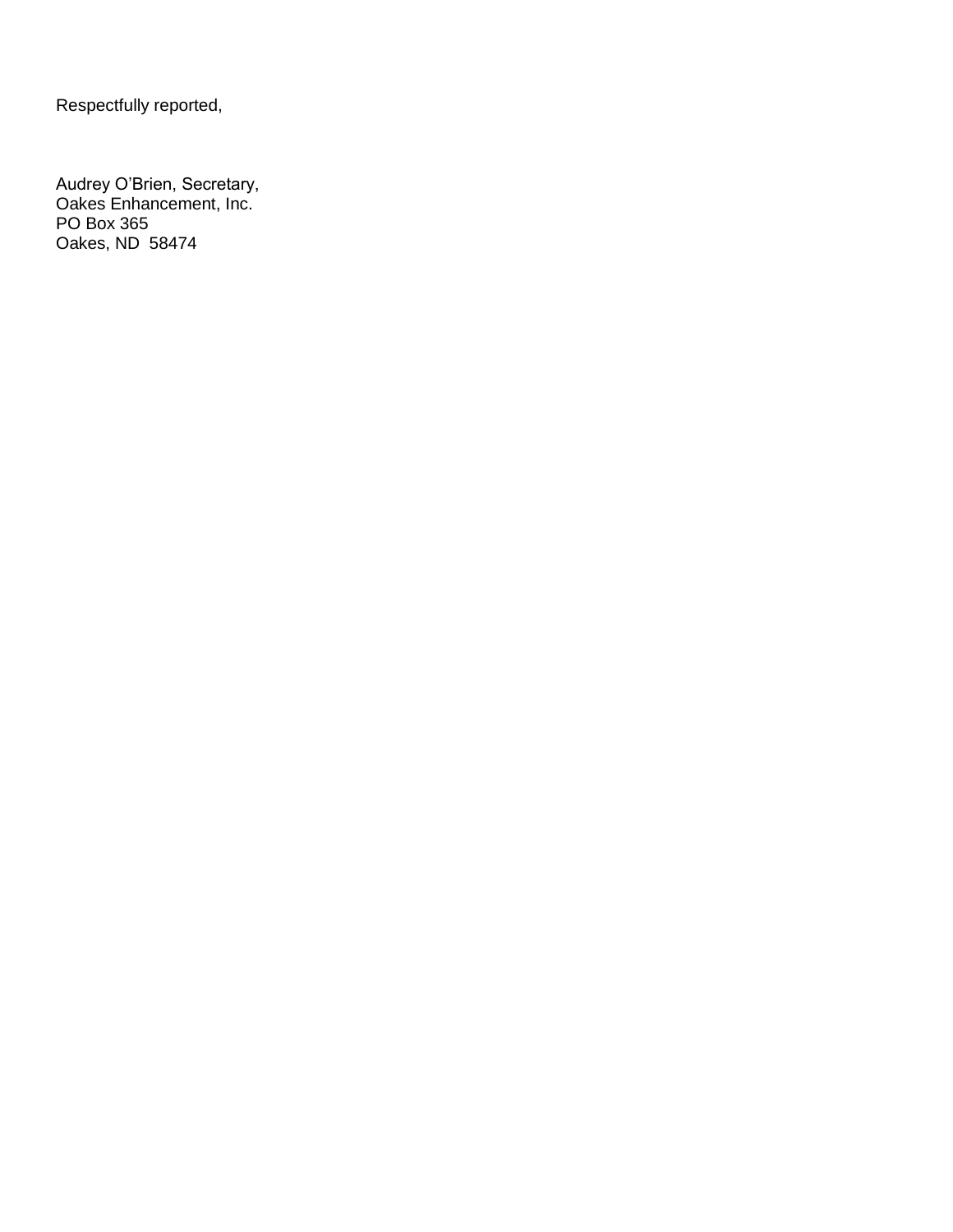Respectfully reported,

Audrey O'Brien, Secretary,
Oakes Enhancement, Inc.
PO Box 365
Oakes, ND  58474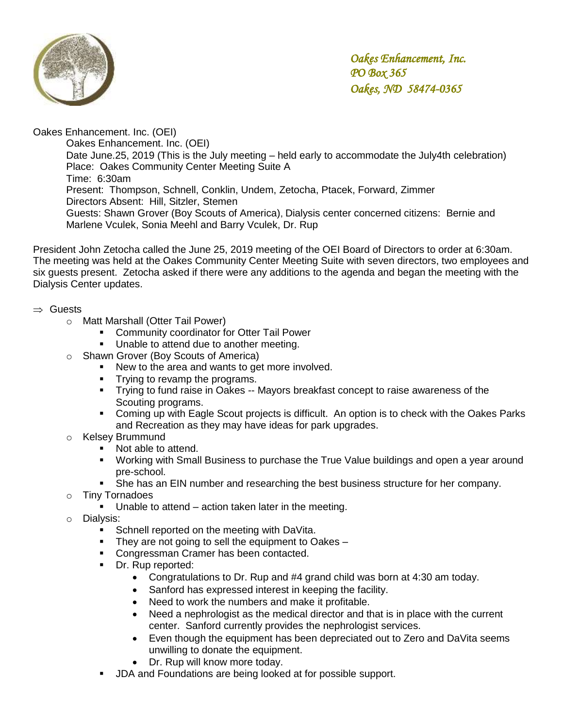*Oakes Enhancement, Inc.*
*PO Box 365*
*Oakes, ND 58474-0365*

Oakes Enhancement. Inc. (OEI)

Oakes Enhancement. Inc. (OEI)
Date June.25, 2019 (This is the July meeting – held early to accommodate the July4th celebration)
Place: Oakes Community Center Meeting Suite A
Time: 6:30am
Present: Thompson, Schnell, Conklin, Undem, Zetocha, Ptacek, Forward, Zimmer
Directors Absent: Hill, Sitzler, Stemen
Guests: Shawn Grover (Boy Scouts of America), Dialysis center concerned citizens: Bernie and Marlene Vculek, Sonia Meehl and Barry Vculek, Dr. Rup

President John Zetocha called the June 25, 2019 meeting of the OEI Board of Directors to order at 6:30am. The meeting was held at the Oakes Community Center Meeting Suite with seven directors, two employees and six guests present. Zetocha asked if there were any additions to the agenda and began the meeting with the Dialysis Center updates.

⇒ Guests
- Matt Marshall (Otter Tail Power)
  - Community coordinator for Otter Tail Power
  - Unable to attend due to another meeting.
- Shawn Grover (Boy Scouts of America)
  - New to the area and wants to get more involved.
  - Trying to revamp the programs.
  - Trying to fund raise in Oakes -- Mayors breakfast concept to raise awareness of the Scouting programs.
  - Coming up with Eagle Scout projects is difficult. An option is to check with the Oakes Parks and Recreation as they may have ideas for park upgrades.
- Kelsey Brummund
  - Not able to attend.
  - Working with Small Business to purchase the True Value buildings and open a year around pre-school.
  - She has an EIN number and researching the best business structure for her company.
- Tiny Tornadoes
  - Unable to attend – action taken later in the meeting.
- Dialysis:
  - Schnell reported on the meeting with DaVita.
  - They are not going to sell the equipment to Oakes –
  - Congressman Cramer has been contacted.
  - Dr. Rup reported:
    - Congratulations to Dr. Rup and #4 grand child was born at 4:30 am today.
    - Sanford has expressed interest in keeping the facility.
    - Need to work the numbers and make it profitable.
    - Need a nephrologist as the medical director and that is in place with the current center. Sanford currently provides the nephrologist services.
    - Even though the equipment has been depreciated out to Zero and DaVita seems unwilling to donate the equipment.
    - Dr. Rup will know more today.
  - JDA and Foundations are being looked at for possible support.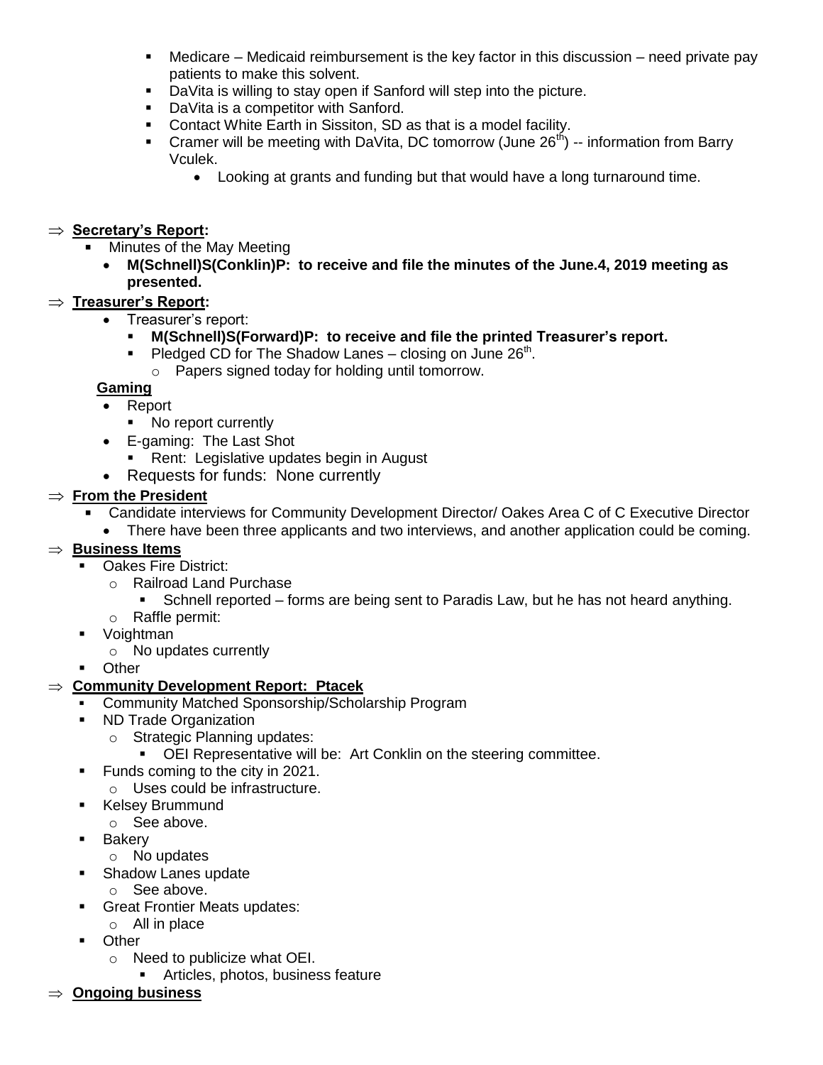- Medicare – Medicaid reimbursement is the key factor in this discussion – need private pay patients to make this solvent.
- DaVita is willing to stay open if Sanford will step into the picture.
- DaVita is a competitor with Sanford.
- Contact White Earth in Sissiton, SD as that is a model facility.
- Cramer will be meeting with DaVita, DC tomorrow (June 26th) -- information from Barry Vculek.
  - Looking at grants and funding but that would have a long turnaround time.

⇒ **Secretary's Report:**

- Minutes of the May Meeting
  - **M(Schnell)S(Conklin)P: to receive and file the minutes of the June.4, 2019 meeting as presented.**

⇒ **Treasurer's Report:**

- Treasurer's report:
  - **M(Schnell)S(Forward)P: to receive and file the printed Treasurer's report.**
  - Pledged CD for The Shadow Lanes – closing on June 26th.
    - Papers signed today for holding until tomorrow.

**Gaming**

- Report
  - No report currently
- E-gaming: The Last Shot
  - Rent: Legislative updates begin in August
- Requests for funds: None currently

⇒ **From the President**

- Candidate interviews for Community Development Director/ Oakes Area C of C Executive Director
  - There have been three applicants and two interviews, and another application could be coming.

⇒ **Business Items**

- Oakes Fire District:
  - Railroad Land Purchase
    - Schnell reported – forms are being sent to Paradis Law, but he has not heard anything.
  - Raffle permit:
- Voightman
  - No updates currently
- Other

⇒ **Community Development Report: Ptacek**

- Community Matched Sponsorship/Scholarship Program
- ND Trade Organization
  - Strategic Planning updates:
    - OEI Representative will be: Art Conklin on the steering committee.
- Funds coming to the city in 2021.
  - Uses could be infrastructure.
- Kelsey Brummund
  - See above.
- Bakery
  - No updates
- Shadow Lanes update
  - See above.
- Great Frontier Meats updates:
  - All in place
- Other
  - Need to publicize what OEI.
    - Articles, photos, business feature

⇒ **Ongoing business**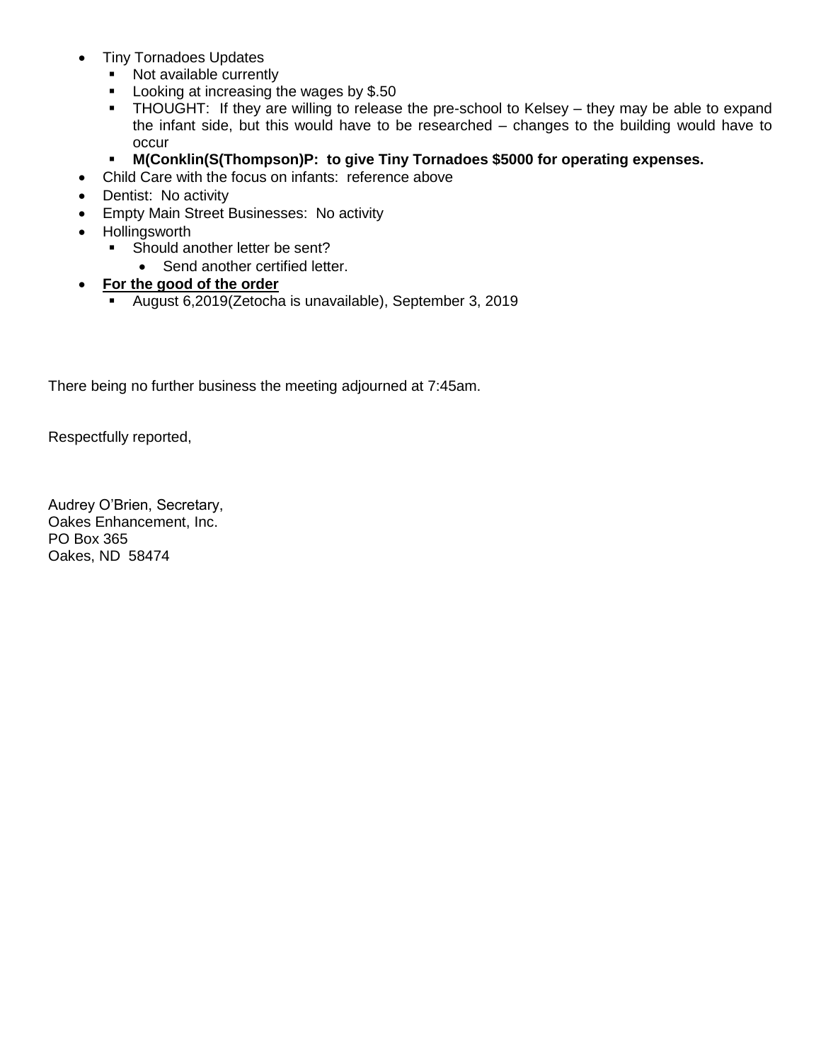- Tiny Tornadoes Updates
  - Not available currently
  - Looking at increasing the wages by $.50
  - THOUGHT: If they are willing to release the pre-school to Kelsey – they may be able to expand the infant side, but this would have to be researched – changes to the building would have to occur
  - **M(Conklin(S(Thompson)P: to give Tiny Tornadoes $5000 for operating expenses.**
- Child Care with the focus on infants: reference above
- Dentist: No activity
- Empty Main Street Businesses: No activity
- Hollingsworth
  - Should another letter be sent?
    - Send another certified letter.
- **<u>For the good of the order</u>**
  - August 6,2019(Zetocha is unavailable), September 3, 2019

There being no further business the meeting adjourned at 7:45am.

Respectfully reported,

Audrey O'Brien, Secretary,
Oakes Enhancement, Inc.
PO Box 365
Oakes, ND 58474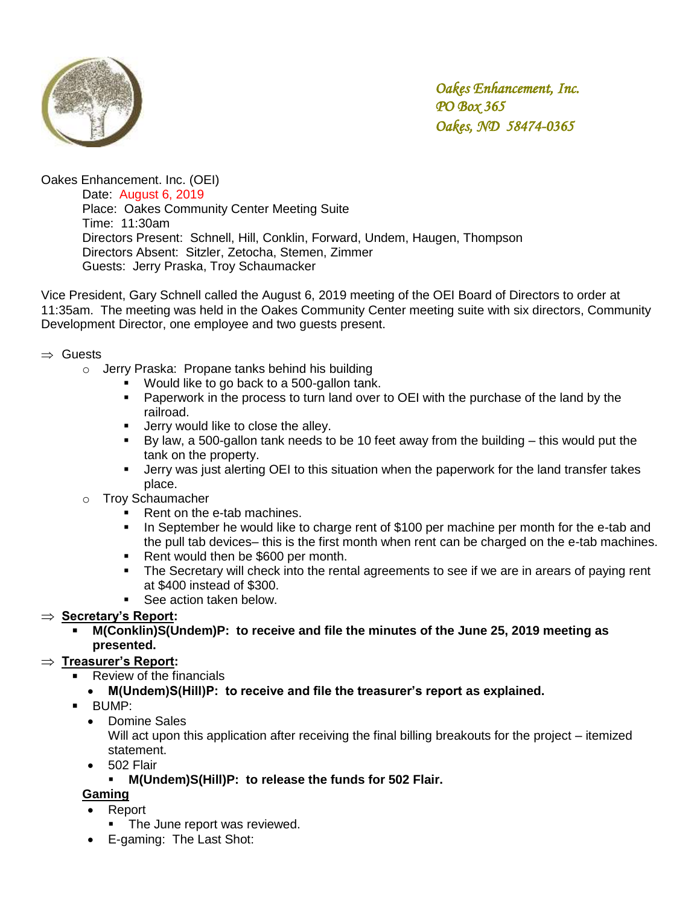*Oakes Enhancement, Inc.*
*PO Box 365*
*Oakes, ND 58474-0365*

Oakes Enhancement. Inc. (OEI)

Date: August 6, 2019
Place: Oakes Community Center Meeting Suite
Time: 11:30am
Directors Present: Schnell, Hill, Conklin, Forward, Undem, Haugen, Thompson
Directors Absent: Sitzler, Zetocha, Stemen, Zimmer
Guests: Jerry Praska, Troy Schaumacker

Vice President, Gary Schnell called the August 6, 2019 meeting of the OEI Board of Directors to order at 11:35am. The meeting was held in the Oakes Community Center meeting suite with six directors, Community Development Director, one employee and two guests present.

⇒ Guests
- Jerry Praska: Propane tanks behind his building
  - Would like to go back to a 500-gallon tank.
  - Paperwork in the process to turn land over to OEI with the purchase of the land by the railroad.
  - Jerry would like to close the alley.
  - By law, a 500-gallon tank needs to be 10 feet away from the building – this would put the tank on the property.
  - Jerry was just alerting OEI to this situation when the paperwork for the land transfer takes place.
- Troy Schaumacher
  - Rent on the e-tab machines.
  - In September he would like to charge rent of $100 per machine per month for the e-tab and the pull tab devices– this is the first month when rent can be charged on the e-tab machines.
  - Rent would then be $600 per month.
  - The Secretary will check into the rental agreements to see if we are in arears of paying rent at $400 instead of $300.
  - See action taken below.

⇒ **Secretary's Report:**
- **M(Conklin)S(Undem)P: to receive and file the minutes of the June 25, 2019 meeting as presented.**

⇒ **Treasurer's Report:**
- Review of the financials
  - **M(Undem)S(Hill)P: to receive and file the treasurer's report as explained.**
- BUMP:
  - Domine Sales
    Will act upon this application after receiving the final billing breakouts for the project – itemized statement.
  - 502 Flair
    - **M(Undem)S(Hill)P: to release the funds for 502 Flair.**

**Gaming**
- Report
  - The June report was reviewed.
- E-gaming: The Last Shot: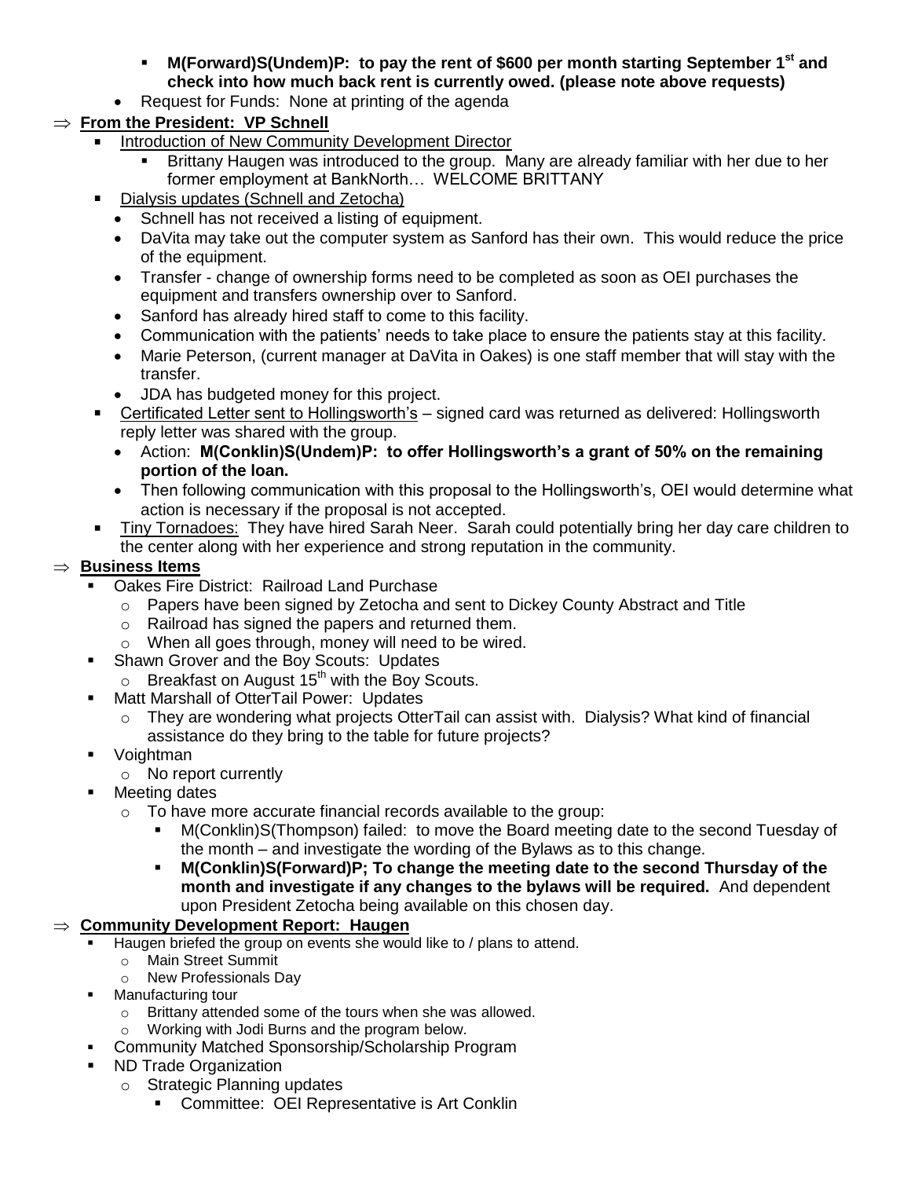- **M(Forward)S(Undem)P: to pay the rent of $600 per month starting September 1st and check into how much back rent is currently owed. (please note above requests)**
- Request for Funds: None at printing of the agenda

⇒ **From the President: VP Schnell**

- Introduction of New Community Development Director
  - Brittany Haugen was introduced to the group. Many are already familiar with her due to her former employment at BankNorth… WELCOME BRITTANY
- Dialysis updates (Schnell and Zetocha)
  - Schnell has not received a listing of equipment.
  - DaVita may take out the computer system as Sanford has their own. This would reduce the price of the equipment.
  - Transfer - change of ownership forms need to be completed as soon as OEI purchases the equipment and transfers ownership over to Sanford.
  - Sanford has already hired staff to come to this facility.
  - Communication with the patients' needs to take place to ensure the patients stay at this facility.
  - Marie Peterson, (current manager at DaVita in Oakes) is one staff member that will stay with the transfer.
  - JDA has budgeted money for this project.
- Certificated Letter sent to Hollingsworth's – signed card was returned as delivered: Hollingsworth reply letter was shared with the group.
  - Action: **M(Conklin)S(Undem)P: to offer Hollingsworth's a grant of 50% on the remaining portion of the loan.**
  - Then following communication with this proposal to the Hollingsworth's, OEI would determine what action is necessary if the proposal is not accepted.
- Tiny Tornadoes: They have hired Sarah Neer. Sarah could potentially bring her day care children to the center along with her experience and strong reputation in the community.

⇒ **Business Items**

- Oakes Fire District: Railroad Land Purchase
  - Papers have been signed by Zetocha and sent to Dickey County Abstract and Title
  - Railroad has signed the papers and returned them.
  - When all goes through, money will need to be wired.
- Shawn Grover and the Boy Scouts: Updates
  - Breakfast on August 15th with the Boy Scouts.
- Matt Marshall of OtterTail Power: Updates
  - They are wondering what projects OtterTail can assist with. Dialysis? What kind of financial assistance do they bring to the table for future projects?
- Voightman
  - No report currently
- Meeting dates
  - To have more accurate financial records available to the group:
    - M(Conklin)S(Thompson) failed: to move the Board meeting date to the second Tuesday of the month – and investigate the wording of the Bylaws as to this change.
    - **M(Conklin)S(Forward)P; To change the meeting date to the second Thursday of the month and investigate if any changes to the bylaws will be required.** And dependent upon President Zetocha being available on this chosen day.

⇒ **Community Development Report: Haugen**

- Haugen briefed the group on events she would like to / plans to attend.
  - Main Street Summit
  - New Professionals Day
- Manufacturing tour
  - Brittany attended some of the tours when she was allowed.
  - Working with Jodi Burns and the program below.
- Community Matched Sponsorship/Scholarship Program
- ND Trade Organization
  - Strategic Planning updates
    - Committee: OEI Representative is Art Conklin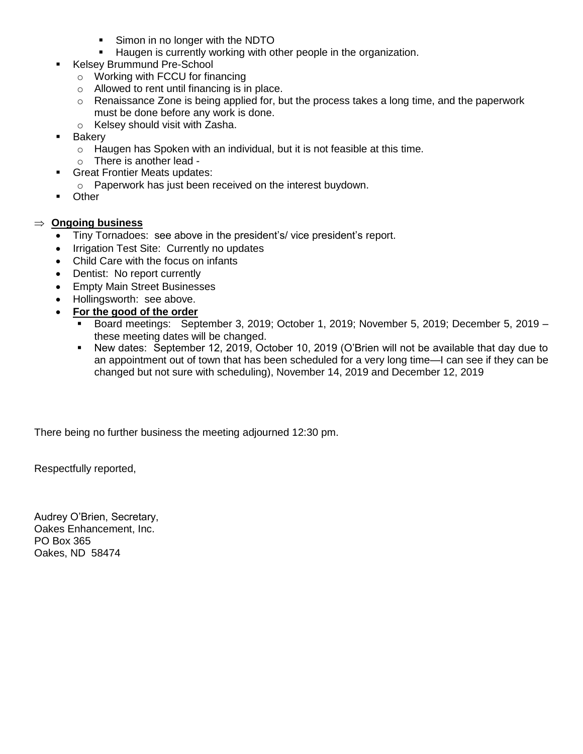- Simon in no longer with the NDTO
    - Haugen is currently working with other people in the organization.
- Kelsey Brummund Pre-School
  - Working with FCCU for financing
  - Allowed to rent until financing is in place.
  - Renaissance Zone is being applied for, but the process takes a long time, and the paperwork must be done before any work is done.
  - Kelsey should visit with Zasha.
- Bakery
  - Haugen has Spoken with an individual, but it is not feasible at this time.
  - There is another lead -
- Great Frontier Meats updates:
  - Paperwork has just been received on the interest buydown.
- Other

⇒ **<u>Ongoing business</u>**

- Tiny Tornadoes: see above in the president's/ vice president's report.
- Irrigation Test Site: Currently no updates
- Child Care with the focus on infants
- Dentist: No report currently
- Empty Main Street Businesses
- Hollingsworth: see above.
- **<u>For the good of the order</u>**
  - Board meetings: September 3, 2019; October 1, 2019; November 5, 2019; December 5, 2019 – these meeting dates will be changed.
  - New dates: September 12, 2019, October 10, 2019 (O'Brien will not be available that day due to an appointment out of town that has been scheduled for a very long time—I can see if they can be changed but not sure with scheduling), November 14, 2019 and December 12, 2019

There being no further business the meeting adjourned 12:30 pm.

Respectfully reported,

Audrey O'Brien, Secretary,
Oakes Enhancement, Inc.
PO Box 365
Oakes, ND 58474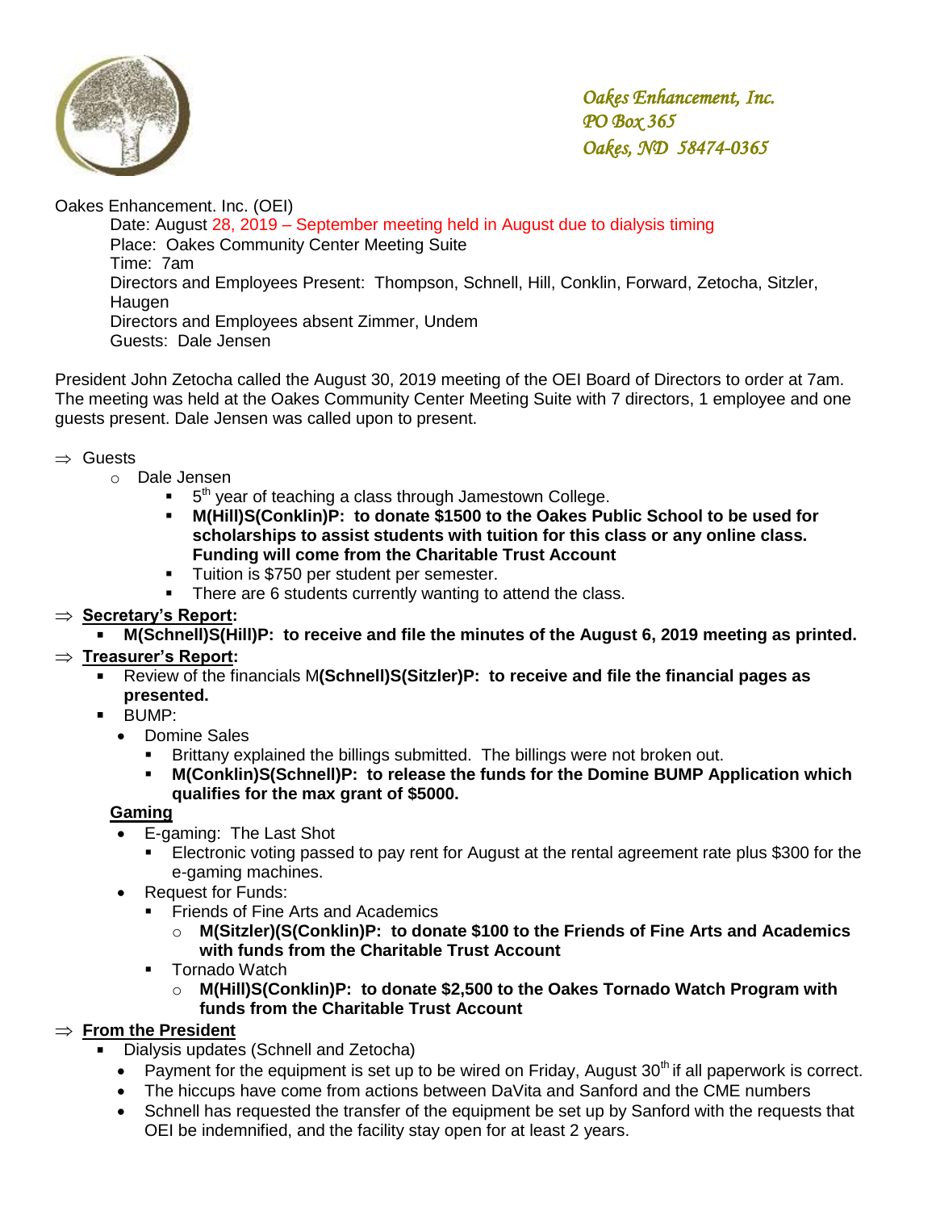*Oakes Enhancement, Inc.*
*PO Box 365*
*Oakes, ND 58474-0365*

Oakes Enhancement. Inc. (OEI)

Date: August 28, 2019 – September meeting held in August due to dialysis timing
Place: Oakes Community Center Meeting Suite
Time: 7am
Directors and Employees Present: Thompson, Schnell, Hill, Conklin, Forward, Zetocha, Sitzler, Haugen
Directors and Employees absent Zimmer, Undem
Guests: Dale Jensen

President John Zetocha called the August 30, 2019 meeting of the OEI Board of Directors to order at 7am. The meeting was held at the Oakes Community Center Meeting Suite with 7 directors, 1 employee and one guests present. Dale Jensen was called upon to present.

⇒ Guests
- Dale Jensen
  - 5th year of teaching a class through Jamestown College.
  - **M(Hill)S(Conklin)P: to donate $1500 to the Oakes Public School to be used for scholarships to assist students with tuition for this class or any online class. Funding will come from the Charitable Trust Account**
  - Tuition is $750 per student per semester.
  - There are 6 students currently wanting to attend the class.

⇒ **Secretary's Report:**
- **M(Schnell)S(Hill)P: to receive and file the minutes of the August 6, 2019 meeting as printed.**

⇒ **Treasurer's Report:**
- Review of the financials M**(Schnell)S(Sitzler)P: to receive and file the financial pages as presented.**
- BUMP:
  - Domine Sales
    - Brittany explained the billings submitted. The billings were not broken out.
    - **M(Conklin)S(Schnell)P: to release the funds for the Domine BUMP Application which qualifies for the max grant of $5000.**

**Gaming**
- E-gaming: The Last Shot
  - Electronic voting passed to pay rent for August at the rental agreement rate plus $300 for the e-gaming machines.
- Request for Funds:
  - Friends of Fine Arts and Academics
    - **M(Sitzler)(S(Conklin)P: to donate $100 to the Friends of Fine Arts and Academics with funds from the Charitable Trust Account**
  - Tornado Watch
    - **M(Hill)S(Conklin)P: to donate $2,500 to the Oakes Tornado Watch Program with funds from the Charitable Trust Account**

⇒ **From the President**
- Dialysis updates (Schnell and Zetocha)
  - Payment for the equipment is set up to be wired on Friday, August 30th if all paperwork is correct.
  - The hiccups have come from actions between DaVita and Sanford and the CME numbers
  - Schnell has requested the transfer of the equipment be set up by Sanford with the requests that OEI be indemnified, and the facility stay open for at least 2 years.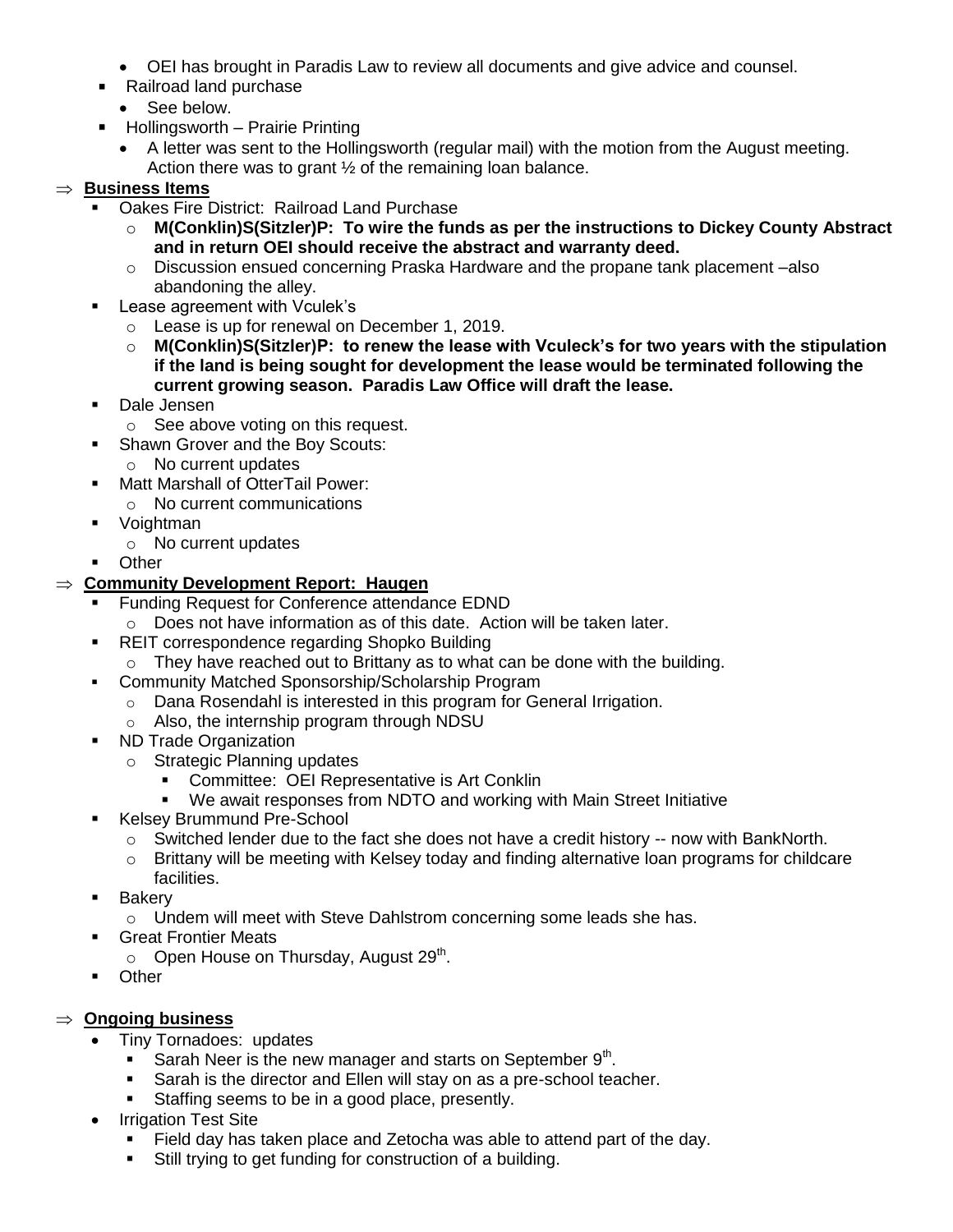- OEI has brought in Paradis Law to review all documents and give advice and counsel.
- Railroad land purchase
  - See below.
- Hollingsworth – Prairie Printing
  - A letter was sent to the Hollingsworth (regular mail) with the motion from the August meeting. Action there was to grant ½ of the remaining loan balance.

⇒ **Business Items**

- Oakes Fire District: Railroad Land Purchase
  - **M(Conklin)S(Sitzler)P: To wire the funds as per the instructions to Dickey County Abstract and in return OEI should receive the abstract and warranty deed.**
  - Discussion ensued concerning Praska Hardware and the propane tank placement –also abandoning the alley.
- Lease agreement with Vculek's
  - Lease is up for renewal on December 1, 2019.
  - **M(Conklin)S(Sitzler)P: to renew the lease with Vculeck's for two years with the stipulation if the land is being sought for development the lease would be terminated following the current growing season. Paradis Law Office will draft the lease.**
- Dale Jensen
  - See above voting on this request.
- Shawn Grover and the Boy Scouts:
  - No current updates
- Matt Marshall of OtterTail Power:
  - No current communications
- Voightman
  - No current updates
- Other

⇒ **Community Development Report: Haugen**

- Funding Request for Conference attendance EDND
  - Does not have information as of this date. Action will be taken later.
- REIT correspondence regarding Shopko Building
  - They have reached out to Brittany as to what can be done with the building.
- Community Matched Sponsorship/Scholarship Program
  - Dana Rosendahl is interested in this program for General Irrigation.
  - Also, the internship program through NDSU
- ND Trade Organization
  - Strategic Planning updates
    - Committee: OEI Representative is Art Conklin
    - We await responses from NDTO and working with Main Street Initiative
- Kelsey Brummund Pre-School
  - Switched lender due to the fact she does not have a credit history -- now with BankNorth.
  - Brittany will be meeting with Kelsey today and finding alternative loan programs for childcare facilities.
- Bakery
  - Undem will meet with Steve Dahlstrom concerning some leads she has.
- Great Frontier Meats
  - Open House on Thursday, August 29th.
- Other

⇒ **Ongoing business**

- Tiny Tornadoes: updates
  - Sarah Neer is the new manager and starts on September 9th.
  - Sarah is the director and Ellen will stay on as a pre-school teacher.
  - Staffing seems to be in a good place, presently.
- Irrigation Test Site
  - Field day has taken place and Zetocha was able to attend part of the day.
  - Still trying to get funding for construction of a building.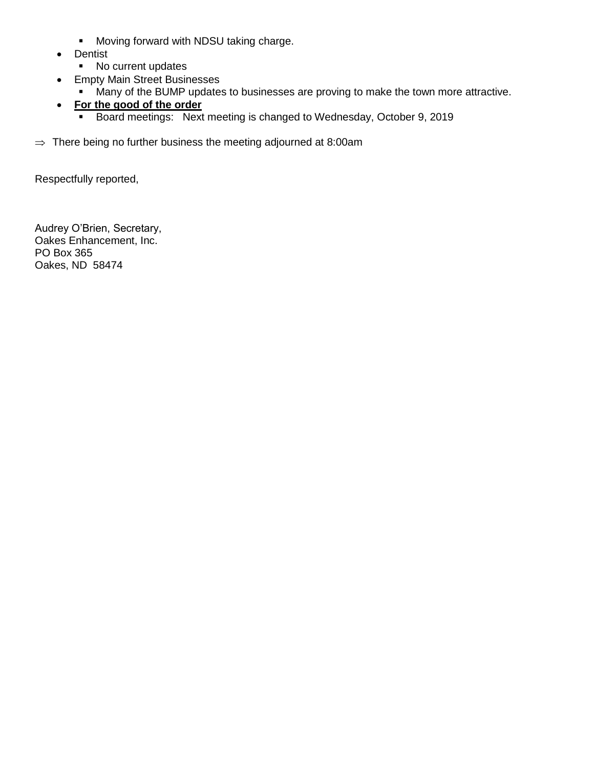- Moving forward with NDSU taking charge.
- Dentist
   - No current updates
- Empty Main Street Businesses
   - Many of the BUMP updates to businesses are proving to make the town more attractive.
- **For the good of the order**
   - Board meetings: Next meeting is changed to Wednesday, October 9, 2019

⇒ There being no further business the meeting adjourned at 8:00am

Respectfully reported,

Audrey O'Brien, Secretary,
Oakes Enhancement, Inc.
PO Box 365
Oakes, ND 58474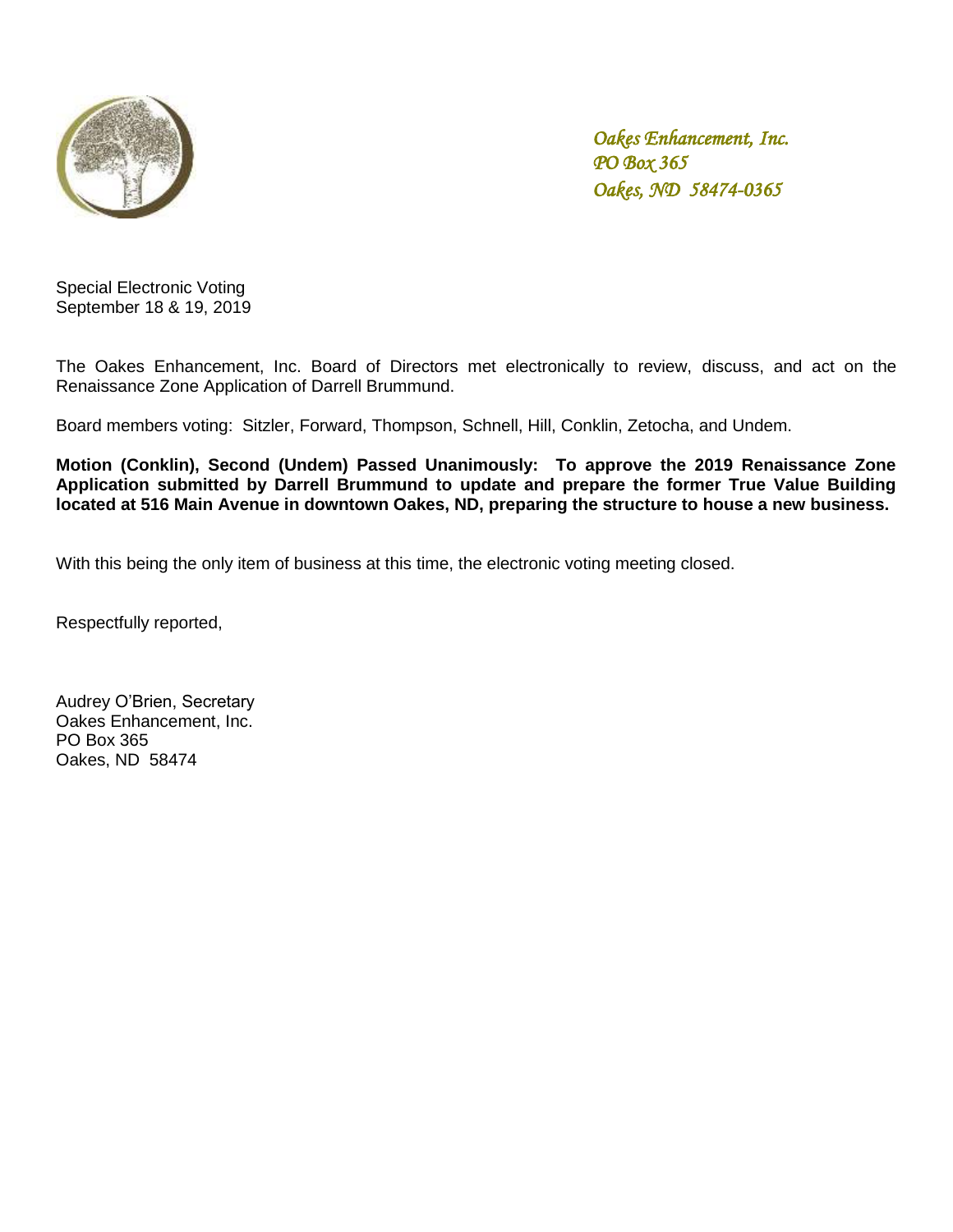*Oakes Enhancement, Inc.*
*PO Box 365*
*Oakes, ND 58474-0365*

Special Electronic Voting
September 18 & 19, 2019

The Oakes Enhancement, Inc. Board of Directors met electronically to review, discuss, and act on the Renaissance Zone Application of Darrell Brummund.

Board members voting: Sitzler, Forward, Thompson, Schnell, Hill, Conklin, Zetocha, and Undem.

**Motion (Conklin), Second (Undem) Passed Unanimously: To approve the 2019 Renaissance Zone Application submitted by Darrell Brummund to update and prepare the former True Value Building located at 516 Main Avenue in downtown Oakes, ND, preparing the structure to house a new business.**

With this being the only item of business at this time, the electronic voting meeting closed.

Respectfully reported,

Audrey O'Brien, Secretary
Oakes Enhancement, Inc.
PO Box 365
Oakes, ND 58474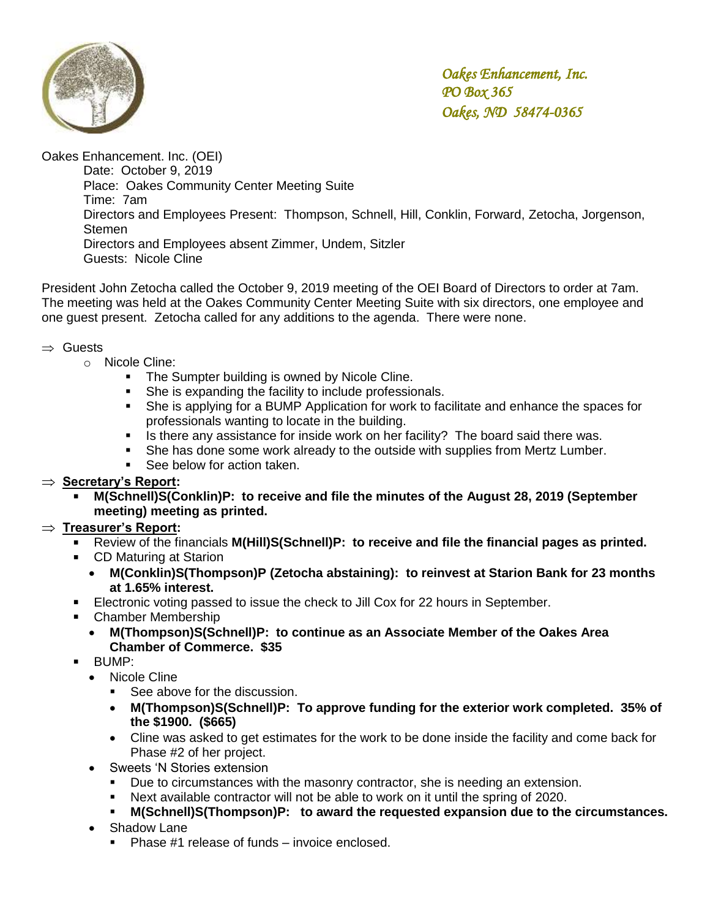*Oakes Enhancement, Inc.*
*PO Box 365*
*Oakes, ND 58474-0365*

Oakes Enhancement. Inc. (OEI)

Date: October 9, 2019
Place: Oakes Community Center Meeting Suite
Time: 7am
Directors and Employees Present: Thompson, Schnell, Hill, Conklin, Forward, Zetocha, Jorgenson, Stemen
Directors and Employees absent Zimmer, Undem, Sitzler
Guests: Nicole Cline

President John Zetocha called the October 9, 2019 meeting of the OEI Board of Directors to order at 7am. The meeting was held at the Oakes Community Center Meeting Suite with six directors, one employee and one guest present. Zetocha called for any additions to the agenda. There were none.

- ⇒ Guests
  - Nicole Cline:
    - The Sumpter building is owned by Nicole Cline.
    - She is expanding the facility to include professionals.
    - She is applying for a BUMP Application for work to facilitate and enhance the spaces for professionals wanting to locate in the building.
    - Is there any assistance for inside work on her facility? The board said there was.
    - She has done some work already to the outside with supplies from Mertz Lumber.
    - See below for action taken.
- ⇒ **Secretary's Report:**
  - **M(Schnell)S(Conklin)P: to receive and file the minutes of the August 28, 2019 (September meeting) meeting as printed.**
- ⇒ **Treasurer's Report:**
  - Review of the financials **M(Hill)S(Schnell)P: to receive and file the financial pages as printed.**
  - CD Maturing at Starion
    - **M(Conklin)S(Thompson)P (Zetocha abstaining): to reinvest at Starion Bank for 23 months at 1.65% interest.**
  - Electronic voting passed to issue the check to Jill Cox for 22 hours in September.
  - Chamber Membership
    - **M(Thompson)S(Schnell)P: to continue as an Associate Member of the Oakes Area Chamber of Commerce. $35**
  - BUMP:
    - Nicole Cline
      - See above for the discussion.
      - **M(Thompson)S(Schnell)P: To approve funding for the exterior work completed. 35% of the $1900. ($665)**
      - Cline was asked to get estimates for the work to be done inside the facility and come back for Phase #2 of her project.
    - Sweets 'N Stories extension
      - Due to circumstances with the masonry contractor, she is needing an extension.
      - Next available contractor will not be able to work on it until the spring of 2020.
      - **M(Schnell)S(Thompson)P: to award the requested expansion due to the circumstances.**
    - Shadow Lane
      - Phase #1 release of funds – invoice enclosed.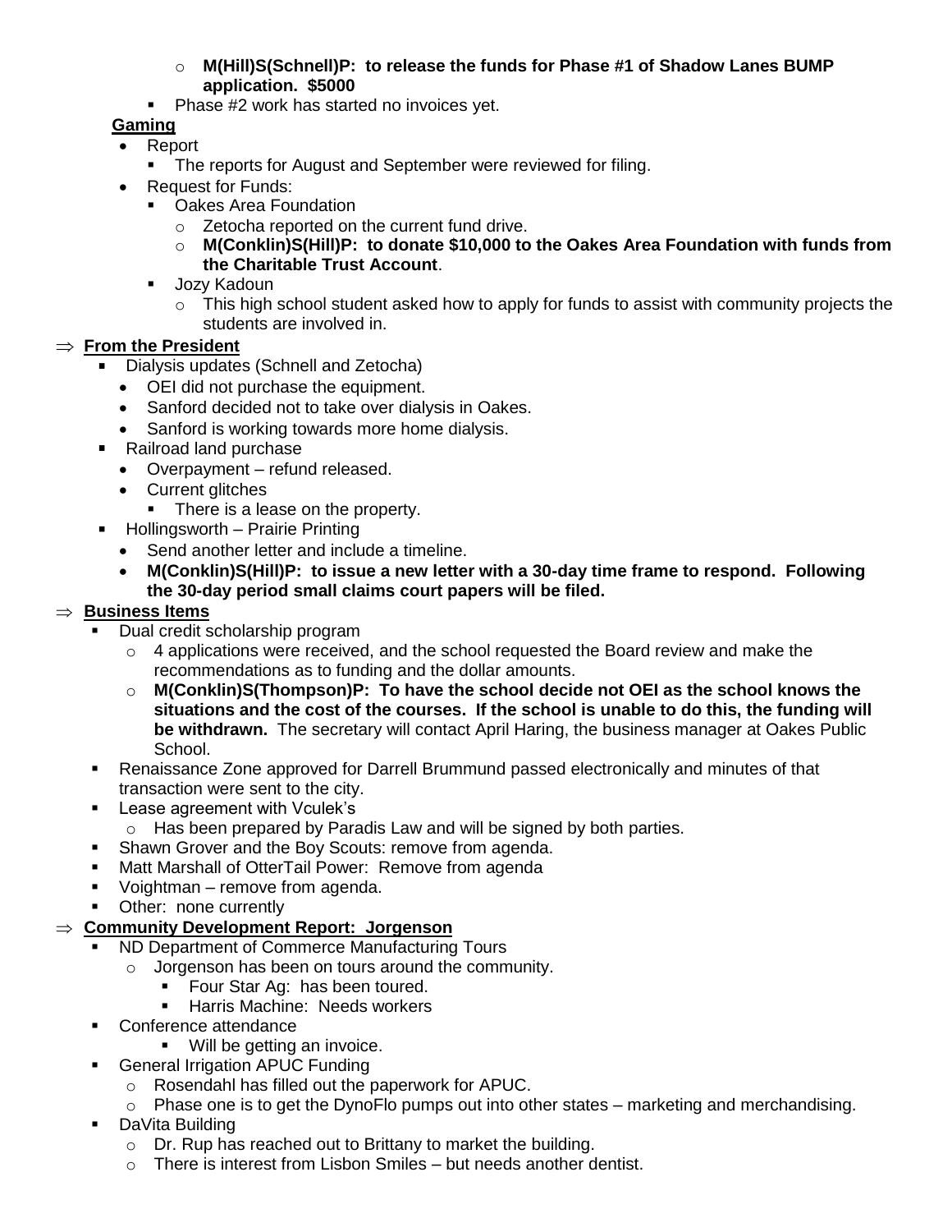- **M(Hill)S(Schnell)P: to release the funds for Phase #1 of Shadow Lanes BUMP application. $5000**
      - Phase #2 work has started no invoices yet.

  **Gaming**

  - Report
    - The reports for August and September were reviewed for filing.
  - Request for Funds:
    - Oakes Area Foundation
      - Zetocha reported on the current fund drive.
      - **M(Conklin)S(Hill)P: to donate $10,000 to the Oakes Area Foundation with funds from the Charitable Trust Account**.
    - Jozy Kadoun
      - This high school student asked how to apply for funds to assist with community projects the students are involved in.

⇒ **From the President**

- Dialysis updates (Schnell and Zetocha)
  - OEI did not purchase the equipment.
  - Sanford decided not to take over dialysis in Oakes.
  - Sanford is working towards more home dialysis.
- Railroad land purchase
  - Overpayment – refund released.
  - Current glitches
    - There is a lease on the property.
- Hollingsworth – Prairie Printing
  - Send another letter and include a timeline.
  - **M(Conklin)S(Hill)P: to issue a new letter with a 30-day time frame to respond. Following the 30-day period small claims court papers will be filed.**

⇒ **Business Items**

- Dual credit scholarship program
  - 4 applications were received, and the school requested the Board review and make the recommendations as to funding and the dollar amounts.
  - **M(Conklin)S(Thompson)P: To have the school decide not OEI as the school knows the situations and the cost of the courses. If the school is unable to do this, the funding will be withdrawn.** The secretary will contact April Haring, the business manager at Oakes Public School.
- Renaissance Zone approved for Darrell Brummund passed electronically and minutes of that transaction were sent to the city.
- Lease agreement with Vculek's
  - Has been prepared by Paradis Law and will be signed by both parties.
- Shawn Grover and the Boy Scouts: remove from agenda.
- Matt Marshall of OtterTail Power: Remove from agenda
- Voightman – remove from agenda.
- Other: none currently

⇒ **Community Development Report: Jorgenson**

- ND Department of Commerce Manufacturing Tours
  - Jorgenson has been on tours around the community.
    - Four Star Ag: has been toured.
    - Harris Machine: Needs workers
- Conference attendance
  - Will be getting an invoice.
- General Irrigation APUC Funding
  - Rosendahl has filled out the paperwork for APUC.
  - Phase one is to get the DynoFlo pumps out into other states – marketing and merchandising.
- DaVita Building
  - Dr. Rup has reached out to Brittany to market the building.
  - There is interest from Lisbon Smiles – but needs another dentist.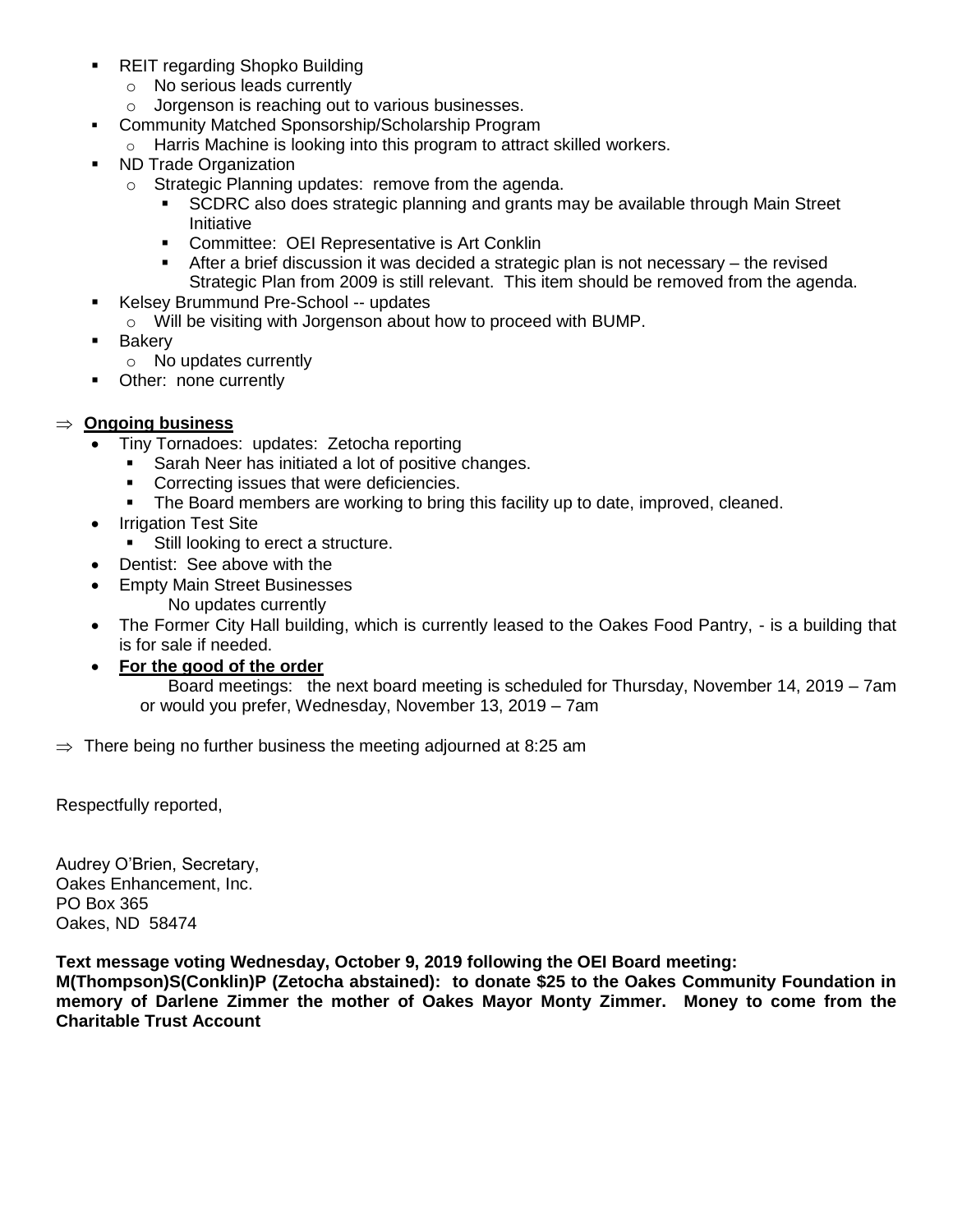- REIT regarding Shopko Building
  - No serious leads currently
  - Jorgenson is reaching out to various businesses.
- Community Matched Sponsorship/Scholarship Program
  - Harris Machine is looking into this program to attract skilled workers.
- ND Trade Organization
  - Strategic Planning updates: remove from the agenda.
    - SCDRC also does strategic planning and grants may be available through Main Street Initiative
    - Committee: OEI Representative is Art Conklin
    - After a brief discussion it was decided a strategic plan is not necessary – the revised Strategic Plan from 2009 is still relevant. This item should be removed from the agenda.
- Kelsey Brummund Pre-School -- updates
  - Will be visiting with Jorgenson about how to proceed with BUMP.
- Bakery
  - No updates currently
- Other: none currently

⇒ **Ongoing business**

- Tiny Tornadoes: updates: Zetocha reporting
  - Sarah Neer has initiated a lot of positive changes.
  - Correcting issues that were deficiencies.
  - The Board members are working to bring this facility up to date, improved, cleaned.
- Irrigation Test Site
  - Still looking to erect a structure.
- Dentist: See above with the
- Empty Main Street Businesses
  - No updates currently
- The Former City Hall building, which is currently leased to the Oakes Food Pantry, - is a building that is for sale if needed.
- **For the good of the order**

  Board meetings: the next board meeting is scheduled for Thursday, November 14, 2019 – 7am or would you prefer, Wednesday, November 13, 2019 – 7am

⇒ There being no further business the meeting adjourned at 8:25 am

Respectfully reported,

Audrey O'Brien, Secretary,
Oakes Enhancement, Inc.
PO Box 365
Oakes, ND 58474

**Text message voting Wednesday, October 9, 2019 following the OEI Board meeting:**
**M(Thompson)S(Conklin)P (Zetocha abstained): to donate $25 to the Oakes Community Foundation in memory of Darlene Zimmer the mother of Oakes Mayor Monty Zimmer. Money to come from the Charitable Trust Account**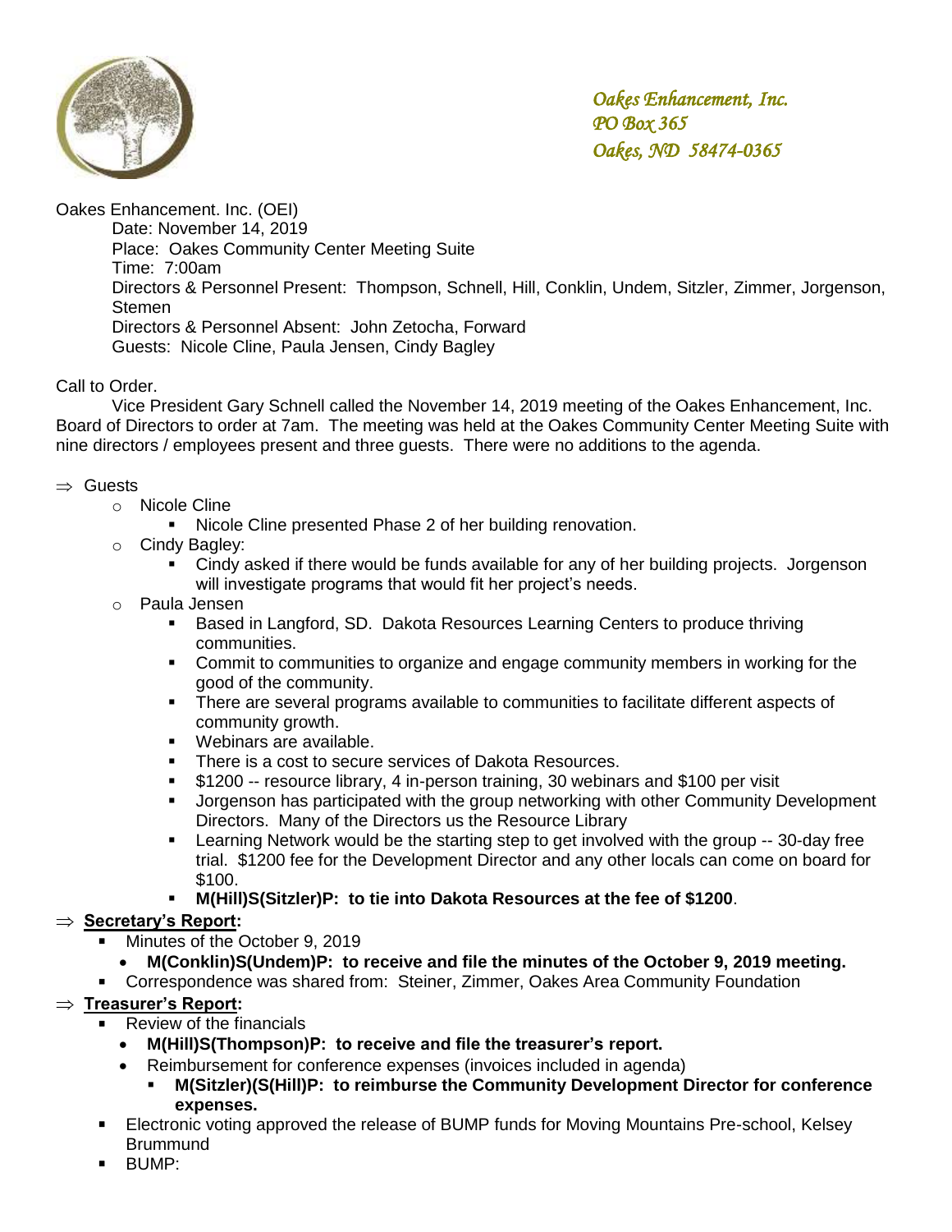*Oakes Enhancement, Inc.*
*PO Box 365*
*Oakes, ND 58474-0365*

Oakes Enhancement. Inc. (OEI)

Date: November 14, 2019
Place: Oakes Community Center Meeting Suite
Time: 7:00am
Directors & Personnel Present: Thompson, Schnell, Hill, Conklin, Undem, Sitzler, Zimmer, Jorgenson, Stemen
Directors & Personnel Absent: John Zetocha, Forward
Guests: Nicole Cline, Paula Jensen, Cindy Bagley

Call to Order.

Vice President Gary Schnell called the November 14, 2019 meeting of the Oakes Enhancement, Inc. Board of Directors to order at 7am. The meeting was held at the Oakes Community Center Meeting Suite with nine directors / employees present and three guests. There were no additions to the agenda.

⇒ Guests
- Nicole Cline
  - Nicole Cline presented Phase 2 of her building renovation.
- Cindy Bagley:
  - Cindy asked if there would be funds available for any of her building projects. Jorgenson will investigate programs that would fit her project's needs.
- Paula Jensen
  - Based in Langford, SD. Dakota Resources Learning Centers to produce thriving communities.
  - Commit to communities to organize and engage community members in working for the good of the community.
  - There are several programs available to communities to facilitate different aspects of community growth.
  - Webinars are available.
  - There is a cost to secure services of Dakota Resources.
  - $1200 -- resource library, 4 in-person training, 30 webinars and $100 per visit
  - Jorgenson has participated with the group networking with other Community Development Directors. Many of the Directors us the Resource Library
  - Learning Network would be the starting step to get involved with the group -- 30-day free trial. $1200 fee for the Development Director and any other locals can come on board for $100.
  - **M(Hill)S(Sitzler)P: to tie into Dakota Resources at the fee of $1200**.

⇒ **Secretary's Report:**
- Minutes of the October 9, 2019
  - **M(Conklin)S(Undem)P: to receive and file the minutes of the October 9, 2019 meeting.**
- Correspondence was shared from: Steiner, Zimmer, Oakes Area Community Foundation

⇒ **Treasurer's Report:**
- Review of the financials
  - **M(Hill)S(Thompson)P: to receive and file the treasurer's report.**
  - Reimbursement for conference expenses (invoices included in agenda)
    - **M(Sitzler)(S(Hill)P: to reimburse the Community Development Director for conference expenses.**
- Electronic voting approved the release of BUMP funds for Moving Mountains Pre-school, Kelsey Brummund
- BUMP: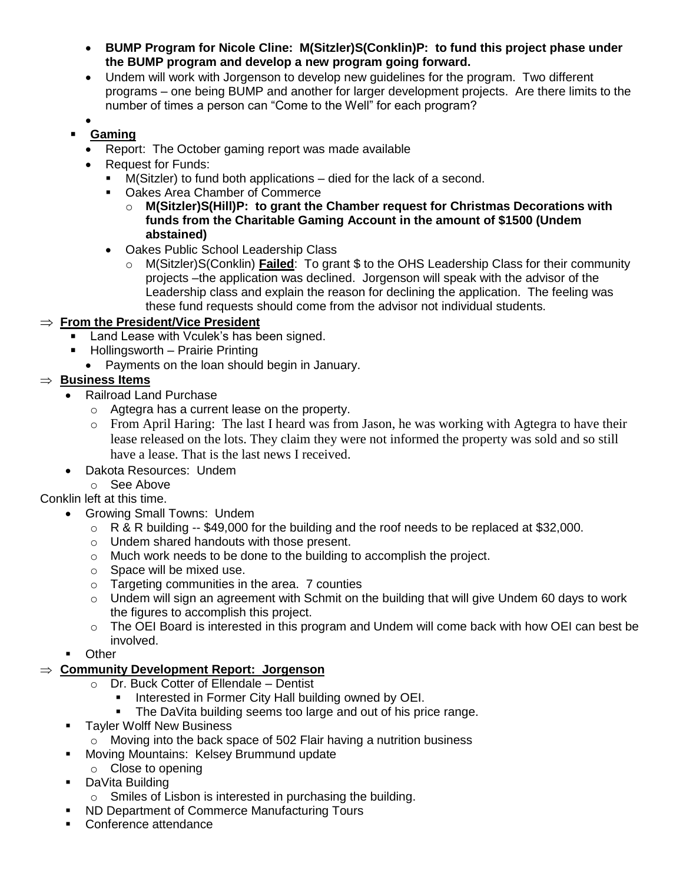- **BUMP Program for Nicole Cline: M(Sitzler)S(Conklin)P: to fund this project phase under the BUMP program and develop a new program going forward.**
- Undem will work with Jorgenson to develop new guidelines for the program. Two different programs – one being BUMP and another for larger development projects. Are there limits to the number of times a person can "Come to the Well" for each program?
-

- **Gaming**
  - Report: The October gaming report was made available
  - Request for Funds:
    - M(Sitzler) to fund both applications – died for the lack of a second.
    - Oakes Area Chamber of Commerce
      - **M(Sitzler)S(Hill)P: to grant the Chamber request for Christmas Decorations with funds from the Charitable Gaming Account in the amount of $1500 (Undem abstained)**
  - Oakes Public School Leadership Class
    - M(Sitzler)S(Conklin) **Failed**: To grant $ to the OHS Leadership Class for their community projects –the application was declined. Jorgenson will speak with the advisor of the Leadership class and explain the reason for declining the application. The feeling was these fund requests should come from the advisor not individual students.

⇒ **From the President/Vice President**

- Land Lease with Vculek's has been signed.
- Hollingsworth – Prairie Printing
  - Payments on the loan should begin in January.

⇒ **Business Items**

- Railroad Land Purchase
  - Agtegra has a current lease on the property.
  - From April Haring: The last I heard was from Jason, he was working with Agtegra to have their lease released on the lots. They claim they were not informed the property was sold and so still have a lease. That is the last news I received.
- Dakota Resources: Undem
  - See Above

Conklin left at this time.

- Growing Small Towns: Undem
  - R & R building -- $49,000 for the building and the roof needs to be replaced at $32,000.
  - Undem shared handouts with those present.
  - Much work needs to be done to the building to accomplish the project.
  - Space will be mixed use.
  - Targeting communities in the area. 7 counties
  - Undem will sign an agreement with Schmit on the building that will give Undem 60 days to work the figures to accomplish this project.
  - The OEI Board is interested in this program and Undem will come back with how OEI can best be involved.
- Other

⇒ **Community Development Report: Jorgenson**

- Dr. Buck Cotter of Ellendale – Dentist
  - Interested in Former City Hall building owned by OEI.
  - The DaVita building seems too large and out of his price range.
- Tayler Wolff New Business
  - Moving into the back space of 502 Flair having a nutrition business
- Moving Mountains: Kelsey Brummund update
  - Close to opening
- DaVita Building
  - Smiles of Lisbon is interested in purchasing the building.
- ND Department of Commerce Manufacturing Tours
- Conference attendance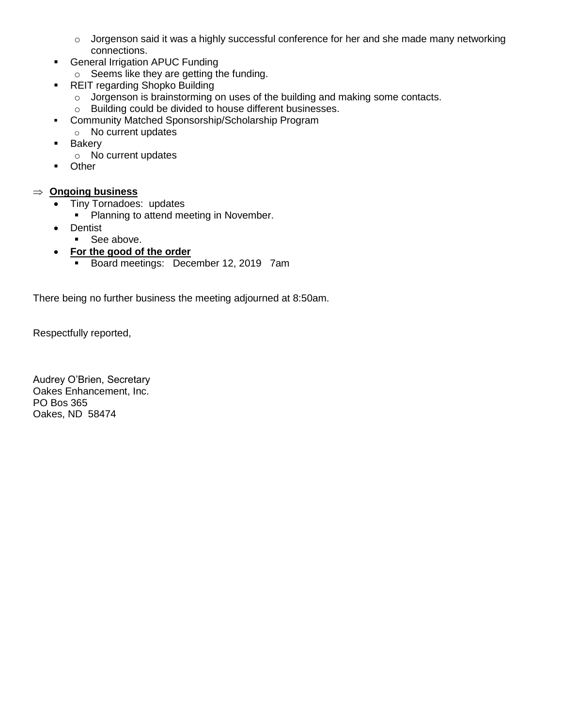- Jorgenson said it was a highly successful conference for her and she made many networking connections.
- General Irrigation APUC Funding
  - Seems like they are getting the funding.
- REIT regarding Shopko Building
  - Jorgenson is brainstorming on uses of the building and making some contacts.
  - Building could be divided to house different businesses.
- Community Matched Sponsorship/Scholarship Program
  - No current updates
- Bakery
  - No current updates
- Other

⇒ **Ongoing business**

- Tiny Tornadoes: updates
  - Planning to attend meeting in November.
- Dentist
  - See above.
- **For the good of the order**
  - Board meetings: December 12, 2019 7am

There being no further business the meeting adjourned at 8:50am.

Respectfully reported,

Audrey O'Brien, Secretary
Oakes Enhancement, Inc.
PO Bos 365
Oakes, ND 58474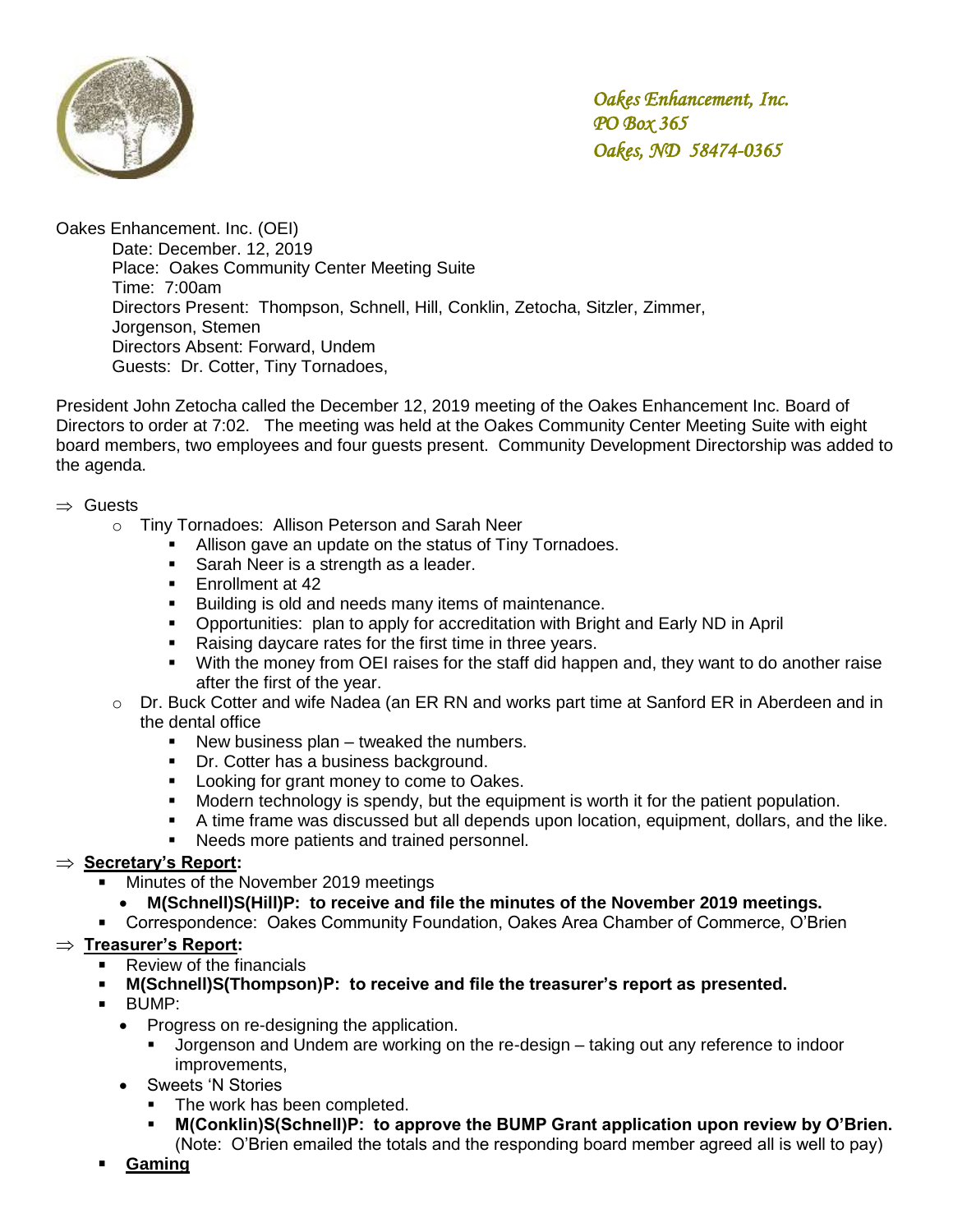*Oakes Enhancement, Inc.*
*PO Box 365*
*Oakes, ND 58474-0365*

Oakes Enhancement. Inc. (OEI)

Date: December. 12, 2019
Place: Oakes Community Center Meeting Suite
Time: 7:00am
Directors Present: Thompson, Schnell, Hill, Conklin, Zetocha, Sitzler, Zimmer, Jorgenson, Stemen
Directors Absent: Forward, Undem
Guests: Dr. Cotter, Tiny Tornadoes,

President John Zetocha called the December 12, 2019 meeting of the Oakes Enhancement Inc. Board of Directors to order at 7:02. The meeting was held at the Oakes Community Center Meeting Suite with eight board members, two employees and four guests present. Community Development Directorship was added to the agenda.

⇒ Guests
- o Tiny Tornadoes: Allison Peterson and Sarah Neer
  - Allison gave an update on the status of Tiny Tornadoes.
  - Sarah Neer is a strength as a leader.
  - Enrollment at 42
  - Building is old and needs many items of maintenance.
  - Opportunities: plan to apply for accreditation with Bright and Early ND in April
  - Raising daycare rates for the first time in three years.
  - With the money from OEI raises for the staff did happen and, they want to do another raise after the first of the year.
- o Dr. Buck Cotter and wife Nadea (an ER RN and works part time at Sanford ER in Aberdeen and in the dental office
  - New business plan – tweaked the numbers.
  - Dr. Cotter has a business background.
  - Looking for grant money to come to Oakes.
  - Modern technology is spendy, but the equipment is worth it for the patient population.
  - A time frame was discussed but all depends upon location, equipment, dollars, and the like.
  - Needs more patients and trained personnel.

⇒ **Secretary's Report:**
- Minutes of the November 2019 meetings
  - **M(Schnell)S(Hill)P: to receive and file the minutes of the November 2019 meetings.**
- Correspondence: Oakes Community Foundation, Oakes Area Chamber of Commerce, O'Brien

⇒ **Treasurer's Report:**
- Review of the financials
- **M(Schnell)S(Thompson)P: to receive and file the treasurer's report as presented.**
- BUMP:
  - Progress on re-designing the application.
    - Jorgenson and Undem are working on the re-design – taking out any reference to indoor improvements,
  - Sweets 'N Stories
    - The work has been completed.
    - **M(Conklin)S(Schnell)P: to approve the BUMP Grant application upon review by O'Brien.** (Note: O'Brien emailed the totals and the responding board member agreed all is well to pay)
- **Gaming**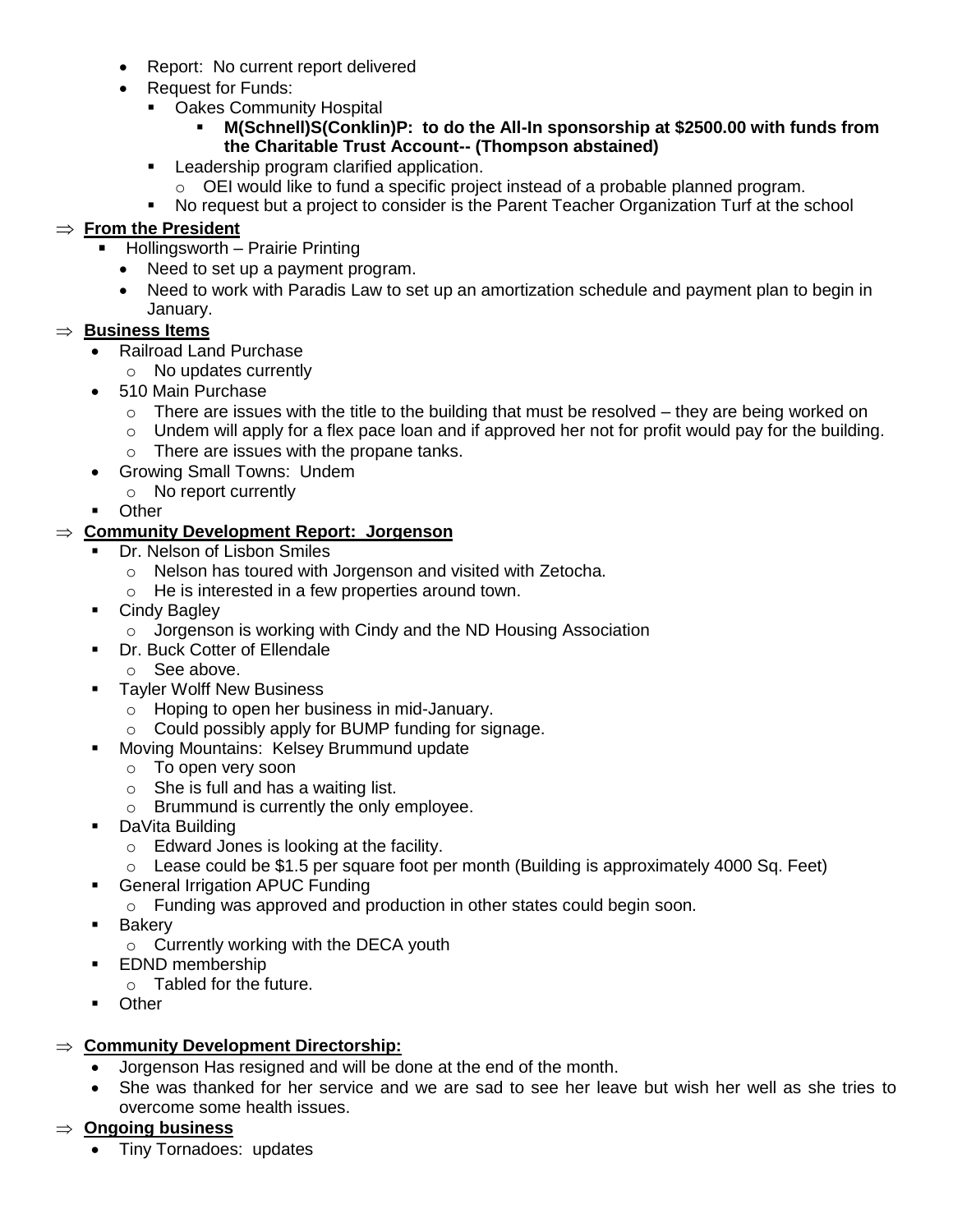- Report: No current report delivered
- Request for Funds:
  - Oakes Community Hospital
    - **M(Schnell)S(Conklin)P: to do the All-In sponsorship at $2500.00 with funds from the Charitable Trust Account-- (Thompson abstained)**
  - Leadership program clarified application.
    - OEI would like to fund a specific project instead of a probable planned program.
  - No request but a project to consider is the Parent Teacher Organization Turf at the school

⇒ **From the President**

- Hollingsworth – Prairie Printing
  - Need to set up a payment program.
  - Need to work with Paradis Law to set up an amortization schedule and payment plan to begin in January.

⇒ **Business Items**

- Railroad Land Purchase
  - No updates currently
- 510 Main Purchase
  - There are issues with the title to the building that must be resolved – they are being worked on
  - Undem will apply for a flex pace loan and if approved her not for profit would pay for the building.
  - There are issues with the propane tanks.
- Growing Small Towns: Undem
  - No report currently
- Other

⇒ **Community Development Report: Jorgenson**

- Dr. Nelson of Lisbon Smiles
  - Nelson has toured with Jorgenson and visited with Zetocha.
  - He is interested in a few properties around town.
- Cindy Bagley
  - Jorgenson is working with Cindy and the ND Housing Association
- Dr. Buck Cotter of Ellendale
  - See above.
- Tayler Wolff New Business
  - Hoping to open her business in mid-January.
  - Could possibly apply for BUMP funding for signage.
- Moving Mountains: Kelsey Brummund update
  - To open very soon
  - She is full and has a waiting list.
  - Brummund is currently the only employee.
- DaVita Building
  - Edward Jones is looking at the facility.
  - Lease could be $1.5 per square foot per month (Building is approximately 4000 Sq. Feet)
- General Irrigation APUC Funding
  - Funding was approved and production in other states could begin soon.
- Bakery
  - Currently working with the DECA youth
- EDND membership
  - Tabled for the future.
- Other

⇒ **Community Development Directorship:**

- Jorgenson Has resigned and will be done at the end of the month.
- She was thanked for her service and we are sad to see her leave but wish her well as she tries to overcome some health issues.

⇒ **Ongoing business**

- Tiny Tornadoes: updates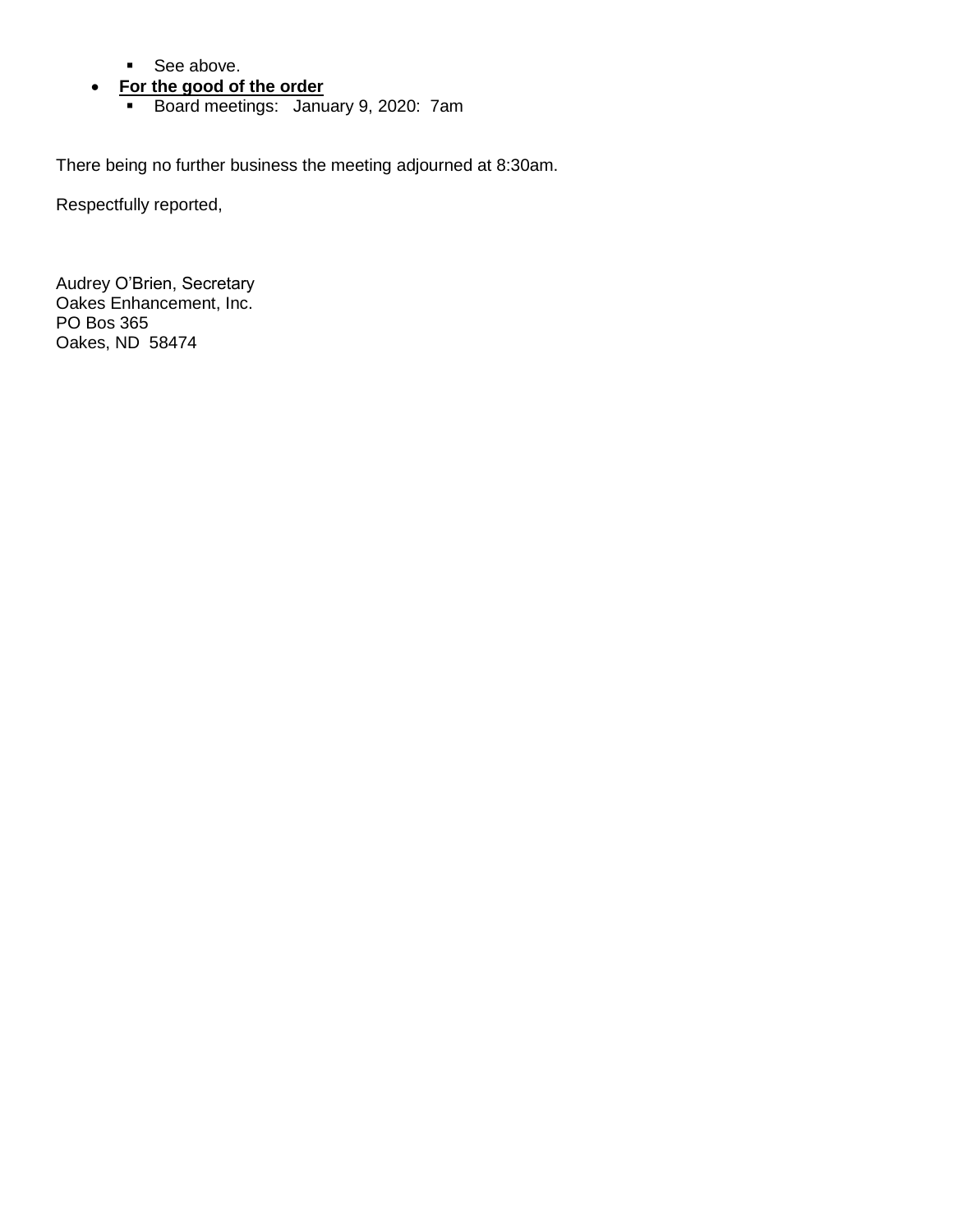- See above.
- **For the good of the order**
    - Board meetings: January 9, 2020: 7am

There being no further business the meeting adjourned at 8:30am.

Respectfully reported,

Audrey O'Brien, Secretary
Oakes Enhancement, Inc.
PO Bos 365
Oakes, ND 58474